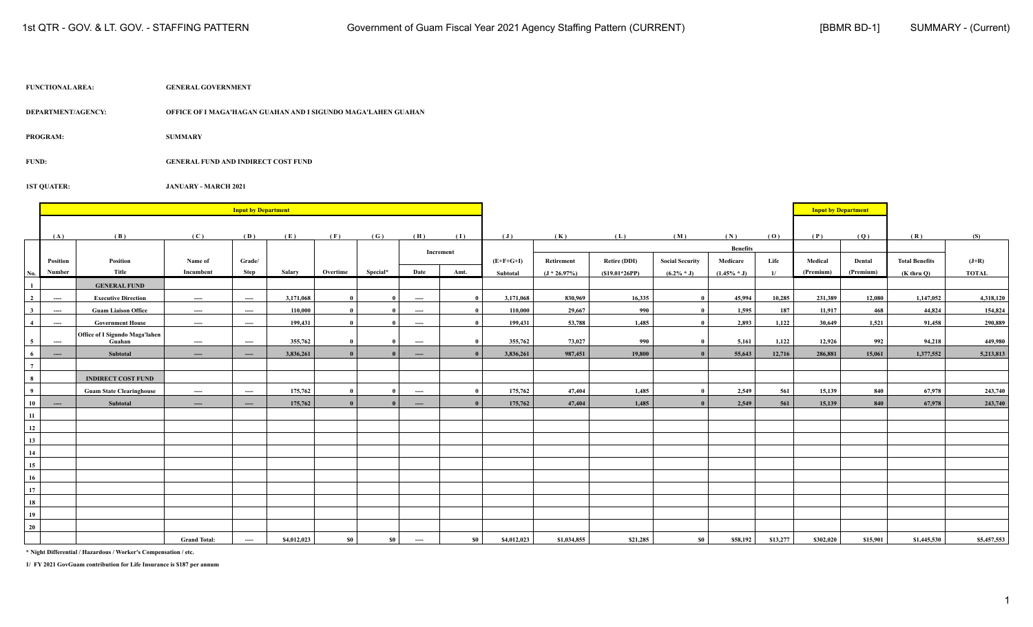**FUNCTIONAL AREA:** GENERAL GOVERNMENT

**DEPARTMENT/AGENCY:** OFFICE OF I MAGA'HAGAN GUAHAN AND I SIGUNDO MAGA'LAHEN GUAHAN

**PROGRAM:** SUMMARY

**FUND:** GENERAL FUND AND INDIRECT COST FUND

**1ST QUATER:** JANUARY - MARCH 2021

| | Input by Department | | | | | | | | | | | | | | | Input by Department | | | |
|---|---|---|---|---|---|---|---|---|---|---|---|---|---|---|---|---|---|---|---|
| | (A) | (B) | (C) | (D) | (E) | (F) | (G) | (H) | (I) | (J) | (K) | (L) | (M) | (N) | (O) | (P) | (Q) | (R) | (S) |
| | | | | | | | | Increment | | | Benefits | | | | | | | | |
| No. | Position Number | Position Title | Name of Incumbent | Grade/ Step | Salary | Overtime | Special* | Date | Amt. | (E+F+G+I) Subtotal | Retirement (J * 26.97%) | Retire (DDI) ($19.01*26PP) | Social Security (6.2% * J) | Medicare (1.45% * J) | Life 1/ | Medical (Premium) | Dental (Premium) | Total Benefits (K thru Q) | (J+R) TOTAL |
| 1 | | GENERAL FUND | | | | | | | | | | | | | | | | | |
| 2 | ---- | Executive Direction | ---- | ---- | 3,171,068 | 0 | 0 | ---- | 0 | 3,171,068 | 830,969 | 16,335 | 0 | 45,994 | 10,285 | 231,389 | 12,080 | 1,147,052 | 4,318,120 |
| 3 | ---- | Guam Liaison Office | ---- | ---- | 110,000 | 0 | 0 | ---- | 0 | 110,000 | 29,667 | 990 | 0 | 1,595 | 187 | 11,917 | 468 | 44,824 | 154,824 |
| 4 | ---- | Government House | ---- | ---- | 199,431 | 0 | 0 | ---- | 0 | 199,431 | 53,788 | 1,485 | 0 | 2,893 | 1,122 | 30,649 | 1,521 | 91,458 | 290,889 |
| 5 | ---- | Office of I Sigundo Maga'lahen Guahan | ---- | ---- | 355,762 | 0 | 0 | ---- | 0 | 355,762 | 73,027 | 990 | 0 | 5,161 | 1,122 | 12,926 | 992 | 94,218 | 449,980 |
| 6 | ---- | Subtotal | ---- | ---- | 3,836,261 | 0 | 0 | ---- | 0 | 3,836,261 | 987,451 | 19,800 | 0 | 55,643 | 12,716 | 286,881 | 15,061 | 1,377,552 | 5,213,813 |
| 7 | | | | | | | | | | | | | | | | | | | |
| 8 | | INDIRECT COST FUND | | | | | | | | | | | | | | | | | |
| 9 | | Guam State Clearinghouse | ---- | ---- | 175,762 | 0 | 0 | ---- | 0 | 175,762 | 47,404 | 1,485 | 0 | 2,549 | 561 | 15,139 | 840 | 67,978 | 243,740 |
| 10 | ---- | Subtotal | ---- | ---- | 175,762 | 0 | 0 | ---- | 0 | 175,762 | 47,404 | 1,485 | 0 | 2,549 | 561 | 15,139 | 840 | 67,978 | 243,740 |
| 11 | | | | | | | | | | | | | | | | | | | |
| 12 | | | | | | | | | | | | | | | | | | | |
| 13 | | | | | | | | | | | | | | | | | | | |
| 14 | | | | | | | | | | | | | | | | | | | |
| 15 | | | | | | | | | | | | | | | | | | | |
| 16 | | | | | | | | | | | | | | | | | | | |
| 17 | | | | | | | | | | | | | | | | | | | |
| 18 | | | | | | | | | | | | | | | | | | | |
| 19 | | | | | | | | | | | | | | | | | | | |
| 20 | | | | | | | | | | | | | | | | | | | |
| | | | Grand Total: | ---- | $4,012,023 | $0 | $0 | ---- | $0 | $4,012,023 | $1,034,855 | $21,285 | $0 | $58,192 | $13,277 | $302,020 | $15,901 | $1,445,530 | $5,457,553 |

\* Night Differential / Hazardous / Worker's Compensation / etc.

1/ FY 2021 GovGuam contribution for Life Insurance is $187 per annum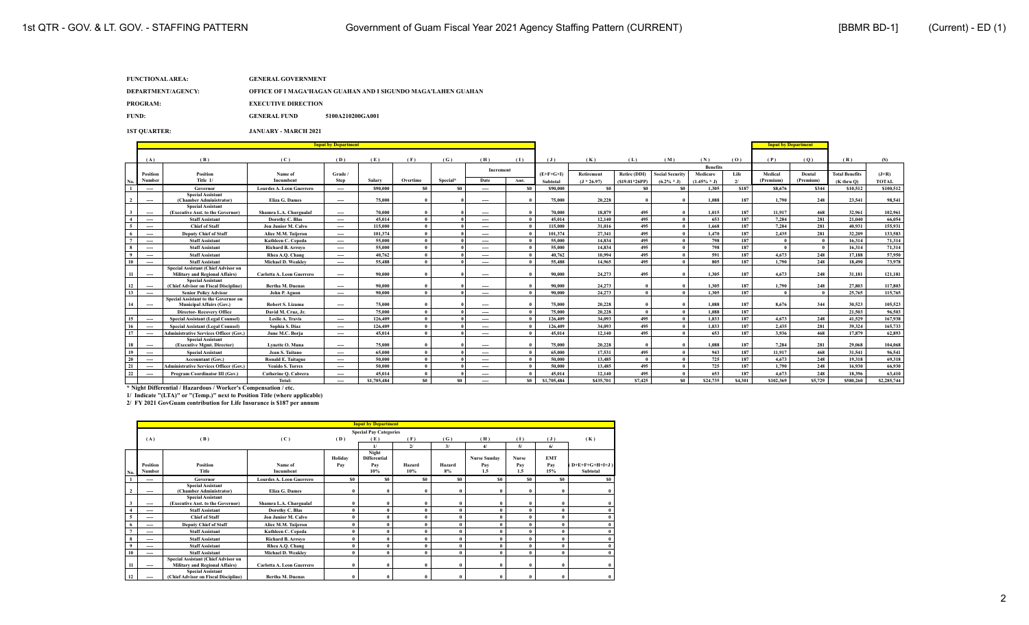1st QTR - GOV. & LT. GOV. - STAFFING PATTERN

Government of Guam Fiscal Year 2021 Agency Staffing Pattern (CURRENT)

[BBMR BD-1] (Current) - ED (1)

**FUNCTIONAL AREA:** GENERAL GOVERNMENT

**DEPARTMENT/AGENCY:** OFFICE OF I MAGA'HAGAN GUAHAN AND I SIGUNDO MAGA'LAHEN GUAHAN

**PROGRAM:** EXECUTIVE DIRECTION

**FUND:** GENERAL FUND 5100A210200GA001

**1ST QUARTER:** JANUARY - MARCH 2021

| | Input by Department | | | | | | | | | | | | | | | | Input by Department | | | |
|---|---|---|---|---|---|---|---|---|---|---|---|---|---|---|---|---|---|---|---|---|
| | (A) | (B) | (C) | (D) | (E) | (F) | (G) | (H) | (I) | (J) | (K) | (L) | (M) | (N) | (O) | (P) | (Q) | (R) | (S) |
| | | | | | | | | Increment | | | | | | Benefits | | | | | |
| No. | Position Number | Position Title 1/ | Name of Incumbent | Grade / Step | Salary | Overtime | Special* | Date | Amt. | (E+F+G+I) Subtotal | Retirement (J * 26.97) | Retire (DDI) ($19.01*26PP) | Social Security (6.2% * J) | Medicare (1.45% * J) | Life 2/ | Medical (Premium) | Dental (Premium) | Total Benefits (K thru Q) | (J+R) TOTAL |
| 1 | ---- | Governor | Lourdes A. Leon Guerrero | ---- | $90,000 | $0 | $0 | ---- | $0 | $90,000 | $0 | $0 | $0 | 1,305 | $187 | $8,676 | $344 | $10,512 | $100,512 |
| 2 | ---- | Special Assistant (Chamber Administrator) | Eliza G. Dames | ---- | 75,000 | 0 | 0 | ---- | 0 | 75,000 | 20,228 | 0 | 0 | 1,088 | 187 | 1,790 | 248 | 23,541 | 98,541 |
| 3 | ---- | Special Assistant (Executive Asst. to the Governor) | Shamra L.A. Chargualaf | ---- | 70,000 | 0 | 0 | ---- | 0 | 70,000 | 18,879 | 495 | 0 | 1,015 | 187 | 11,917 | 468 | 32,961 | 102,961 |
| 4 | ---- | Staff Assistant | Dorothy C. Blas | ---- | 45,014 | 0 | 0 | ---- | 0 | 45,014 | 12,140 | 495 | 0 | 653 | 187 | 7,284 | 281 | 21,040 | 66,054 |
| 5 | ---- | Chief of Staff | Jon Junior M. Calvo | ---- | 115,000 | 0 | 0 | ---- | 0 | 115,000 | 31,016 | 495 | 0 | 1,668 | 187 | 7,284 | 281 | 40,931 | 155,931 |
| 6 | ---- | Deputy Chief of Staff | Alice M.M. Taijeron | ---- | 101,374 | 0 | 0 | ---- | 0 | 101,374 | 27,341 | 495 | 0 | 1,470 | 187 | 2,435 | 281 | 32,209 | 133,583 |
| 7 | ---- | Staff Assistant | Kathleen C. Cepeda | ---- | 55,000 | 0 | 0 | ---- | 0 | 55,000 | 14,834 | 495 | 0 | 798 | 187 | 0 | 0 | 16,314 | 71,314 |
| 8 | ---- | Staff Assistant | Richard B. Arroyo | ---- | 55,000 | 0 | 0 | ---- | 0 | 55,000 | 14,834 | 495 | 0 | 798 | 187 | 0 | 0 | 16,314 | 71,314 |
| 9 | ---- | Staff Assistant | Rhea A.Q. Chang | ---- | 40,762 | 0 | 0 | ---- | 0 | 40,762 | 10,994 | 495 | 0 | 591 | 187 | 4,673 | 248 | 17,188 | 57,950 |
| 10 | ---- | Staff Assistant | Michael D. Weakley | ---- | 55,488 | 0 | 0 | ---- | 0 | 55,488 | 14,965 | 495 | 0 | 805 | 187 | 1,790 | 248 | 18,490 | 73,978 |
| 11 | ---- | Special Assistant (Chief Advisor on Military and Regional Affairs) | Carlotta A. Leon Guerrero | ---- | 90,000 | 0 | 0 | ---- | 0 | 90,000 | 24,273 | 495 | 0 | 1,305 | 187 | 4,673 | 248 | 31,181 | 121,181 |
| 12 | ---- | Special Assistant (Chief Advisor on Fiscal Discipline) | Bertha M. Duenas | ---- | 90,000 | 0 | 0 | ---- | 0 | 90,000 | 24,273 | 0 | 0 | 1,305 | 187 | 1,790 | 248 | 27,803 | 117,803 |
| 13 | ---- | Senior Policy Advisor | John P. Aguon | ---- | 90,000 | 0 | 0 | ---- | 0 | 90,000 | 24,273 | 0 | 0 | 1,305 | 187 | 0 | 0 | 25,765 | 115,765 |
| 14 | ---- | Special Assistant to the Governor on Municipal Affairs (Gov.) | Robert S. Lizama | ---- | 75,000 | 0 | 0 | ---- | 0 | 75,000 | 20,228 | 0 | 0 | 1,088 | 187 | 8,676 | 344 | 30,523 | 105,523 |
| | | Director- Recovery Office | David M. Cruz, Jr. | | 75,000 | 0 | 0 | ---- | 0 | 75,000 | 20,228 | 0 | 0 | 1,088 | 187 | | | 21,503 | 96,503 |
| 15 | ---- | Special Assistant (Legal Counsel) | Leslie A. Travis | ---- | 126,409 | 0 | 0 | ---- | 0 | 126,409 | 34,093 | 495 | 0 | 1,833 | 187 | 4,673 | 248 | 41,529 | 167,938 |
| 16 | ---- | Special Assistant (Legal Counsel) | Sophia S. Diaz | ---- | 126,409 | 0 | 0 | ---- | 0 | 126,409 | 34,093 | 495 | 0 | 1,833 | 187 | 2,435 | 281 | 39,324 | 165,733 |
| 17 | ---- | Administrative Services Officer (Gov.) | June M.C. Borja | ---- | 45,014 | 0 | 0 | ---- | 0 | 45,014 | 12,140 | 495 | 0 | 653 | 187 | 3,936 | 468 | 17,879 | 62,893 |
| 18 | ---- | Special Assistant (Executive Mgmt. Director) | Lynette O. Muna | ---- | 75,000 | 0 | 0 | ---- | 0 | 75,000 | 20,228 | 0 | 0 | 1,088 | 187 | 7,284 | 281 | 29,068 | 104,068 |
| 19 | ---- | Special Assistant | Jean S. Taitano | ---- | 65,000 | 0 | 0 | ---- | 0 | 65,000 | 17,531 | 495 | 0 | 943 | 187 | 11,917 | 468 | 31,541 | 96,541 |
| 20 | ---- | Accountant (Gov.) | Ronald E. Taitague | ---- | 50,000 | 0 | 0 | ---- | 0 | 50,000 | 13,485 | 0 | 0 | 725 | 187 | 4,673 | 248 | 19,318 | 69,318 |
| 21 | ---- | Administrative Services Officer (Gov.) | Venido S. Torres | ---- | 50,000 | 0 | 0 | ---- | 0 | 50,000 | 13,485 | 495 | 0 | 725 | 187 | 1,790 | 248 | 16,930 | 66,930 |
| 22 | ---- | Program Coordinator III (Gov.) | Catherine Q. Cabrera | ---- | 45,014 | 0 | 0 | ---- | 0 | 45,014 | 12,140 | 495 | 0 | 653 | 187 | 4,673 | 248 | 18,396 | 63,410 |
| | | | Total: | ---- | $1,705,484 | $0 | $0 | ---- | $0 | $1,705,484 | $435,701 | $7,425 | $0 | $24,735 | $4,301 | $102,369 | $5,729 | $580,260 | $2,285,744 |

\* Night Differential / Hazardous / Worker's Compensation / etc.

1/ Indicate "(LTA)" or "(Temp.)" next to Position Title (where applicable)

2/ FY 2021 GovGuam contribution for Life Insurance is $187 per annum

| | Input by Department | | | | | | | | | | | |
|---|---|---|---|---|---|---|---|---|---|---|---|---|
| | | | | Special Pay Categories | | | | | | | | |
| | (A) | (B) | (C) | (D) | (E) | (F) | (G) | (H) | (I) | (J) | (K) |
| | | | | | 1/ | 2/ | 3/ | 4/ | 5/ | 6/ | |
| No. | Position Number | Position Title | Name of Incumbent | Holiday Pay | Night Differential Pay 10% | Hazard 10% | Hazard 8% | Nurse Sunday Pay 1.5 | Nurse Pay 1.5 | EMT Pay 15% | (D+E+F+G+H+I+J) Subtotal |
| 1 | ---- | Governor | Lourdes A. Leon Guerrero | $0 | $0 | $0 | $0 | $0 | $0 | $0 | $0 |
| 2 | ---- | Special Assistant (Chamber Administrator) | Eliza G. Dames | 0 | 0 | 0 | 0 | 0 | 0 | 0 | 0 |
| 3 | ---- | Special Assistant (Executive Asst. to the Governor) | Shamra L.A. Chargualaf | 0 | 0 | 0 | 0 | 0 | 0 | 0 | 0 |
| 4 | ---- | Staff Assistant | Dorothy C. Blas | 0 | 0 | 0 | 0 | 0 | 0 | 0 | 0 |
| 5 | ---- | Chief of Staff | Jon Junior M. Calvo | 0 | 0 | 0 | 0 | 0 | 0 | 0 | 0 |
| 6 | ---- | Deputy Chief of Staff | Alice M.M. Taijeron | 0 | 0 | 0 | 0 | 0 | 0 | 0 | 0 |
| 7 | ---- | Staff Assistant | Kathleen C. Cepeda | 0 | 0 | 0 | 0 | 0 | 0 | 0 | 0 |
| 8 | ---- | Staff Assistant | Richard B. Arroyo | 0 | 0 | 0 | 0 | 0 | 0 | 0 | 0 |
| 9 | ---- | Staff Assistant | Rhea A.Q. Chang | 0 | 0 | 0 | 0 | 0 | 0 | 0 | 0 |
| 10 | ---- | Staff Assistant | Michael D. Weakley | 0 | 0 | 0 | 0 | 0 | 0 | 0 | 0 |
| 11 | ---- | Special Assistant (Chief Advisor on Military and Regional Affairs) | Carlotta A. Leon Guerrero | 0 | 0 | 0 | 0 | 0 | 0 | 0 | 0 |
| 12 | ---- | Special Assistant (Chief Advisor on Fiscal Discipline) | Bertha M. Duenas | 0 | 0 | 0 | 0 | 0 | 0 | 0 | 0 |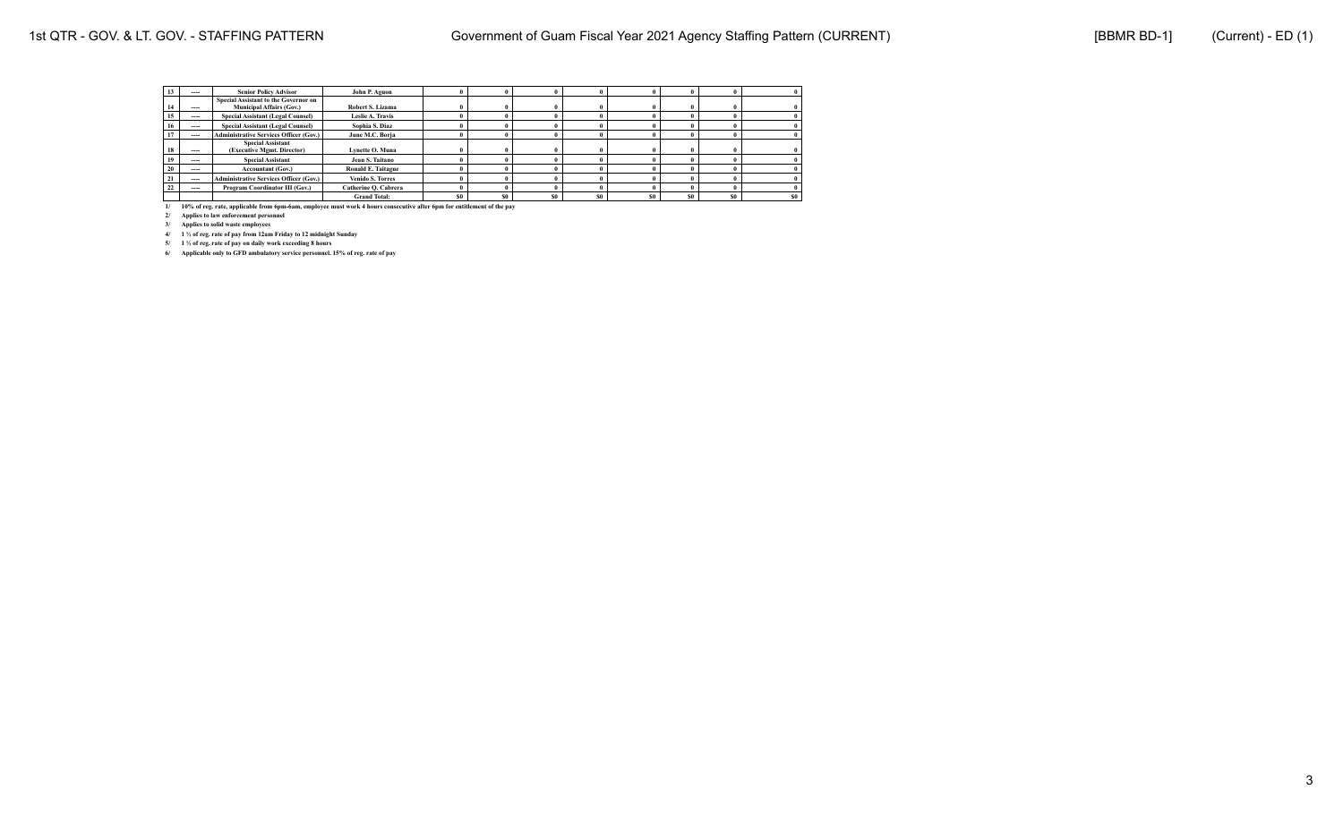| | | | | | | | | | | | |
|---|---|---|---|---|---|---|---|---|---|---|---|
| 13 | ---- | Senior Policy Advisor | John P. Aguon | 0 | 0 | 0 | 0 | 0 | 0 | 0 | 0 |
| 14 | ---- | Special Assistant to the Governor on Municipal Affairs (Gov.) | Robert S. Lizama | 0 | 0 | 0 | 0 | 0 | 0 | 0 | 0 |
| 15 | ---- | Special Assistant (Legal Counsel) | Leslie A. Travis | 0 | 0 | 0 | 0 | 0 | 0 | 0 | 0 |
| 16 | ---- | Special Assistant (Legal Counsel) | Sophia S. Diaz | 0 | 0 | 0 | 0 | 0 | 0 | 0 | 0 |
| 17 | ---- | Administrative Services Officer (Gov.) | June M.C. Borja | 0 | 0 | 0 | 0 | 0 | 0 | 0 | 0 |
| 18 | ---- | Special Assistant (Executive Mgmt. Director) | Lynette O. Muna | 0 | 0 | 0 | 0 | 0 | 0 | 0 | 0 |
| 19 | ---- | Special Assistant | Jean S. Taitano | 0 | 0 | 0 | 0 | 0 | 0 | 0 | 0 |
| 20 | ---- | Accountant (Gov.) | Ronald E. Taitague | 0 | 0 | 0 | 0 | 0 | 0 | 0 | 0 |
| 21 | ---- | Administrative Services Officer (Gov.) | Venido S. Torres | 0 | 0 | 0 | 0 | 0 | 0 | 0 | 0 |
| 22 | ---- | Program Coordinator III (Gov.) | Catherine Q. Cabrera | 0 | 0 | 0 | 0 | 0 | 0 | 0 | 0 |
| | | | Grand Total: | $0 | $0 | $0 | $0 | $0 | $0 | $0 | $0 |

1/ 10% of reg. rate, applicable from 6pm-6am, employee must work 4 hours consecutive after 6pm for entitlement of the pay

2/ Applies to law enforcement personnel

3/ Applies to solid waste employees

4/ 1 ½ of reg. rate of pay from 12am Friday to 12 midnight Sunday

5/ 1 ½ of reg. rate of pay on daily work exceeding 8 hours

6/ Applicable only to GFD ambulatory service personnel. 15% of reg. rate of pay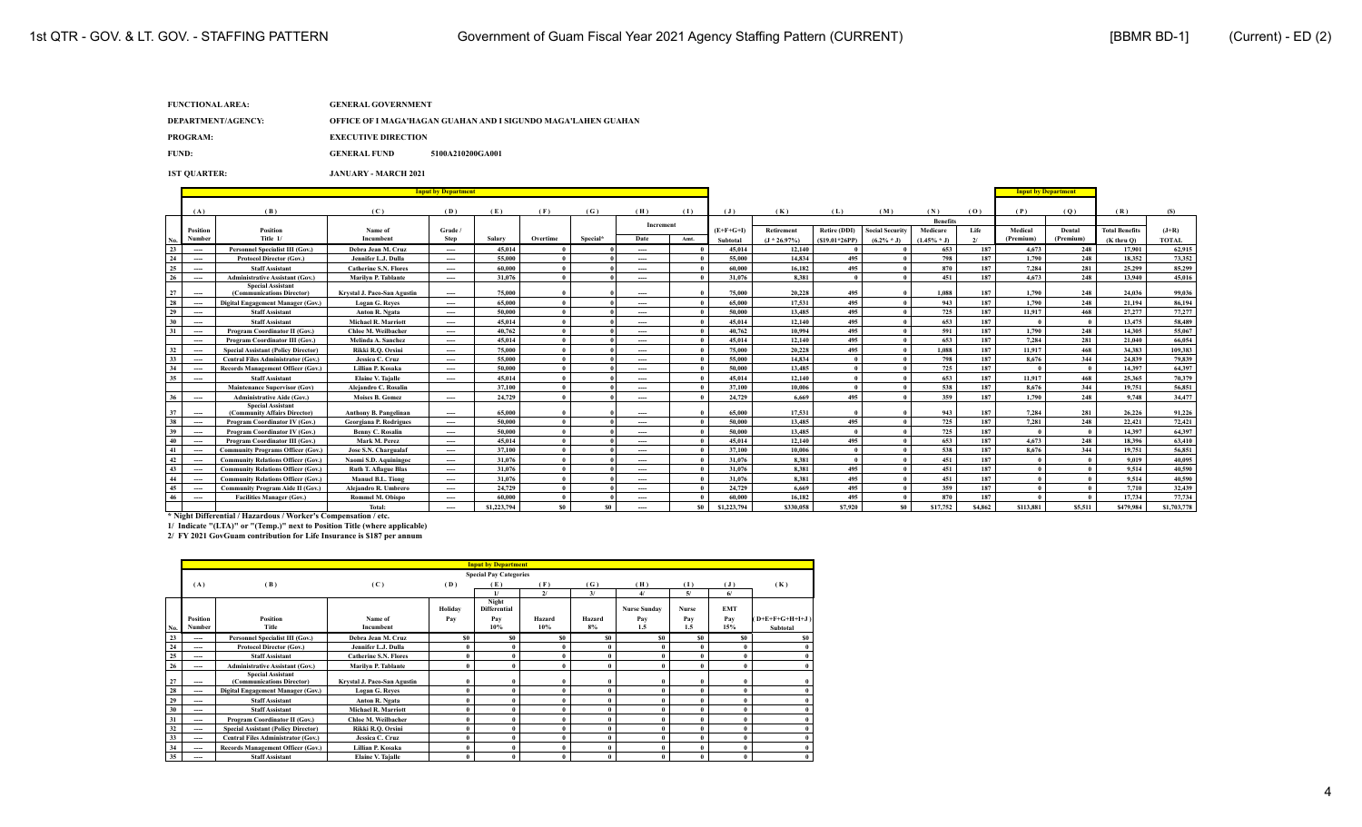**FUNCTIONAL AREA:** GENERAL GOVERNMENT

**DEPARTMENT/AGENCY:** OFFICE OF I MAGA'HAGAN GUAHAN AND I SIGUNDO MAGA'LAHEN GUAHAN

**PROGRAM:** EXECUTIVE DIRECTION

**FUND:** GENERAL FUND 5100A210200GA001

**1ST QUARTER:** JANUARY - MARCH 2021

| | Input by Department | | | | | | | | | | | | | | | | Input by Department | | | |
|---|---|---|---|---|---|---|---|---|---|---|---|---|---|---|---|---|---|---|---|---|
| | (A) | (B) | (C) | (D) | (E) | (F) | (G) | (H) | (I) | (J) | (K) | (L) | (M) | (N) | (O) | (P) | (Q) | (R) | (S) |
| | | | | | | | | Increment | | | | | | Benefits | | | | | |
| No. | Position Number | Position Title 1/ | Name of Incumbent | Grade / Step | Salary | Overtime | Special* | Date | Amt. | (E+F+G+I) Subtotal | Retirement (J * 26.97%) | Retire (DDI) ($19.01*26PP) | Social Security (6.2% * J) | Medicare (1.45% * J) | Life 2/ | Medical (Premium) | Dental (Premium) | Total Benefits (K thru Q) | (J+R) TOTAL |
| 23 | ---- | Personnel Specialist III (Gov.) | Debra Jean M. Cruz | ---- | 45,014 | 0 | 0 | ---- | 0 | 45,014 | 12,140 | 0 | 0 | 653 | 187 | 4,673 | 248 | 17,901 | 62,915 |
| 24 | ---- | Protocol Director (Gov.) | Jennifer L.J. Dulla | ---- | 55,000 | 0 | 0 | ---- | 0 | 55,000 | 14,834 | 495 | 0 | 798 | 187 | 1,790 | 248 | 18,352 | 73,352 |
| 25 | ---- | Staff Assistant | Catherine S.N. Flores | ---- | 60,000 | 0 | 0 | ---- | 0 | 60,000 | 16,182 | 495 | 0 | 870 | 187 | 7,284 | 281 | 25,299 | 85,299 |
| 26 | ---- | Administrative Assistant (Gov.) | Marilyn P. Tablante | ---- | 31,076 | 0 | 0 | ---- | 0 | 31,076 | 8,381 | 0 | 0 | 451 | 187 | 4,673 | 248 | 13,940 | 45,016 |
| 27 | ---- | Special Assistant (Communications Director) | Krystal J. Paco-San Agustin | ---- | 75,000 | 0 | 0 | ---- | 0 | 75,000 | 20,228 | 495 | 0 | 1,088 | 187 | 1,790 | 248 | 24,036 | 99,036 |
| 28 | ---- | Digital Engagement Manager (Gov.) | Logan G. Reyes | ---- | 65,000 | 0 | 0 | ---- | 0 | 65,000 | 17,531 | 495 | 0 | 943 | 187 | 1,790 | 248 | 21,194 | 86,194 |
| 29 | ---- | Staff Assistant | Anton R. Ngata | ---- | 50,000 | 0 | 0 | ---- | 0 | 50,000 | 13,485 | 495 | 0 | 725 | 187 | 11,917 | 468 | 27,277 | 77,277 |
| 30 | ---- | Staff Assistant | Michael R. Marriott | ---- | 45,014 | 0 | 0 | ---- | 0 | 45,014 | 12,140 | 495 | 0 | 653 | 187 | 0 | 0 | 13,475 | 58,489 |
| 31 | ---- | Program Coordinator II (Gov.) | Chloe M. Weilbacher | ---- | 40,762 | 0 | 0 | ---- | 0 | 40,762 | 10,994 | 495 | 0 | 591 | 187 | 1,790 | 248 | 14,305 | 55,067 |
| | ---- | Program Coordinator III (Gov.) | Melinda A. Sanchez | ---- | 45,014 | 0 | 0 | ---- | 0 | 45,014 | 12,140 | 495 | 0 | 653 | 187 | 7,284 | 281 | 21,040 | 66,054 |
| 32 | ---- | Special Assistant (Policy Director) | Rikki R.Q. Orsini | ---- | 75,000 | 0 | 0 | ---- | 0 | 75,000 | 20,228 | 495 | 0 | 1,088 | 187 | 11,917 | 468 | 34,383 | 109,383 |
| 33 | ---- | Central Files Administrator (Gov.) | Jessica C. Cruz | ---- | 55,000 | 0 | 0 | ---- | 0 | 55,000 | 14,834 | 0 | 0 | 798 | 187 | 8,676 | 344 | 24,839 | 79,839 |
| 34 | ---- | Records Management Officer (Gov.) | Lillian P. Kosaka | ---- | 50,000 | 0 | 0 | ---- | 0 | 50,000 | 13,485 | 0 | 0 | 725 | 187 | 0 | 0 | 14,397 | 64,397 |
| 35 | ---- | Staff Assistant | Elaine V. Tajalle | ---- | 45,014 | 0 | 0 | ---- | 0 | 45,014 | 12,140 | 495 | 0 | 653 | 187 | 11,917 | 468 | 25,365 | 70,379 |
| | | Maintenance Supervisor (Gov) | Alejandro C. Rosalin | | 37,100 | 0 | 0 | ---- | 0 | 37,100 | 10,006 | 0 | 0 | 538 | 187 | 8,676 | 344 | 19,751 | 56,851 |
| 36 | ---- | Administrative Aide (Gov.) | Moises B. Gomez | ---- | 24,729 | 0 | 0 | ---- | 0 | 24,729 | 6,669 | 495 | 0 | 359 | 187 | 1,790 | 248 | 9,748 | 34,477 |
| 37 | ---- | Special Assistant (Community Affairs Director) | Anthony B. Pangelinan | ---- | 65,000 | 0 | 0 | ---- | 0 | 65,000 | 17,531 | 0 | 0 | 943 | 187 | 7,284 | 281 | 26,226 | 91,226 |
| 38 | ---- | Program Coordinator IV (Gov.) | Georgiana P. Rodrigues | ---- | 50,000 | 0 | 0 | ---- | 0 | 50,000 | 13,485 | 495 | 0 | 725 | 187 | 7,281 | 248 | 22,421 | 72,421 |
| 39 | ---- | Program Coordinator IV (Gov.) | Benny C. Rosalin | ---- | 50,000 | 0 | 0 | ---- | 0 | 50,000 | 13,485 | 0 | 0 | 725 | 187 | 0 | 0 | 14,397 | 64,397 |
| 40 | ---- | Program Coordinator III (Gov.) | Mark M. Perez | ---- | 45,014 | 0 | 0 | ---- | 0 | 45,014 | 12,140 | 495 | 0 | 653 | 187 | 4,673 | 248 | 18,396 | 63,410 |
| 41 | ---- | Community Programs Officer (Gov.) | Jose S.N. Chargualaf | ---- | 37,100 | 0 | 0 | ---- | 0 | 37,100 | 10,006 | 0 | 0 | 538 | 187 | 8,676 | 344 | 19,751 | 56,851 |
| 42 | ---- | Community Relations Officer (Gov.) | Naomi S.D. Aquiningoc | ---- | 31,076 | 0 | 0 | ---- | 0 | 31,076 | 8,381 | 0 | 0 | 451 | 187 | 0 | 0 | 9,019 | 40,095 |
| 43 | ---- | Community Relations Officer (Gov.) | Ruth T. Aflague Blas | ---- | 31,076 | 0 | 0 | ---- | 0 | 31,076 | 8,381 | 495 | 0 | 451 | 187 | 0 | 0 | 9,514 | 40,590 |
| 44 | ---- | Community Relations Officer (Gov.) | Manuel B.L. Tiong | ---- | 31,076 | 0 | 0 | ---- | 0 | 31,076 | 8,381 | 495 | 0 | 451 | 187 | 0 | 0 | 9,514 | 40,590 |
| 45 | ---- | Community Program Aide II (Gov.) | Alejandro R. Umbrero | ---- | 24,729 | 0 | 0 | ---- | 0 | 24,729 | 6,669 | 495 | 0 | 359 | 187 | 0 | 0 | 7,710 | 32,439 |
| 46 | ---- | Facilities Manager (Gov.) | Rommel M. Obispo | ---- | 60,000 | 0 | 0 | ---- | 0 | 60,000 | 16,182 | 495 | 0 | 870 | 187 | 0 | 0 | 17,734 | 77,734 |
| | | | Total: | ---- | $1,223,794 | $0 | $0 | ---- | $0 | $1,223,794 | $330,058 | $7,920 | $0 | $17,752 | $4,862 | $113,881 | $5,511 | $479,984 | $1,703,778 |

\* Night Differential / Hazardous / Worker's Compensation / etc.

1/ Indicate "(LTA)" or "(Temp.)" next to Position Title (where applicable)

2/ FY 2021 GovGuam contribution for Life Insurance is $187 per annum

| | Input by Department | | | | | | | | | | |
|---|---|---|---|---|---|---|---|---|---|---|---|
| | | | | | Special Pay Categories | | | | | | |
| | (A) | (B) | (C) | (D) | (E) | (F) | (G) | (H) | (I) | (J) | (K) |
| | | | | | 1/ | 2/ | 3/ | 4/ | 5/ | 6/ | |
| No. | Position Number | Position Title | Name of Incumbent | Holiday Pay | Night Differential Pay 10% | Hazard 10% | Hazard 8% | Nurse Sunday Pay 1.5 | Nurse Pay 1.5 | EMT Pay 15% | (D+E+F+G+H+I+J) Subtotal |
| 23 | ---- | Personnel Specialist III (Gov.) | Debra Jean M. Cruz | $0 | $0 | $0 | $0 | $0 | $0 | $0 | $0 |
| 24 | ---- | Protocol Director (Gov.) | Jennifer L.J. Dulla | 0 | 0 | 0 | 0 | 0 | 0 | 0 | 0 |
| 25 | ---- | Staff Assistant | Catherine S.N. Flores | 0 | 0 | 0 | 0 | 0 | 0 | 0 | 0 |
| 26 | ---- | Administrative Assistant (Gov.) | Marilyn P. Tablante | 0 | 0 | 0 | 0 | 0 | 0 | 0 | 0 |
| 27 | ---- | Special Assistant (Communications Director) | Krystal J. Paco-San Agustin | 0 | 0 | 0 | 0 | 0 | 0 | 0 | 0 |
| 28 | ---- | Digital Engagement Manager (Gov.) | Logan G. Reyes | 0 | 0 | 0 | 0 | 0 | 0 | 0 | 0 |
| 29 | ---- | Staff Assistant | Anton R. Ngata | 0 | 0 | 0 | 0 | 0 | 0 | 0 | 0 |
| 30 | ---- | Staff Assistant | Michael R. Marriott | 0 | 0 | 0 | 0 | 0 | 0 | 0 | 0 |
| 31 | ---- | Program Coordinator II (Gov.) | Chloe M. Weilbacher | 0 | 0 | 0 | 0 | 0 | 0 | 0 | 0 |
| 32 | ---- | Special Assistant (Policy Director) | Rikki R.Q. Orsini | 0 | 0 | 0 | 0 | 0 | 0 | 0 | 0 |
| 33 | ---- | Central Files Administrator (Gov.) | Jessica C. Cruz | 0 | 0 | 0 | 0 | 0 | 0 | 0 | 0 |
| 34 | ---- | Records Management Officer (Gov.) | Lillian P. Kosaka | 0 | 0 | 0 | 0 | 0 | 0 | 0 | 0 |
| 35 | ---- | Staff Assistant | Elaine V. Tajalle | 0 | 0 | 0 | 0 | 0 | 0 | 0 | 0 |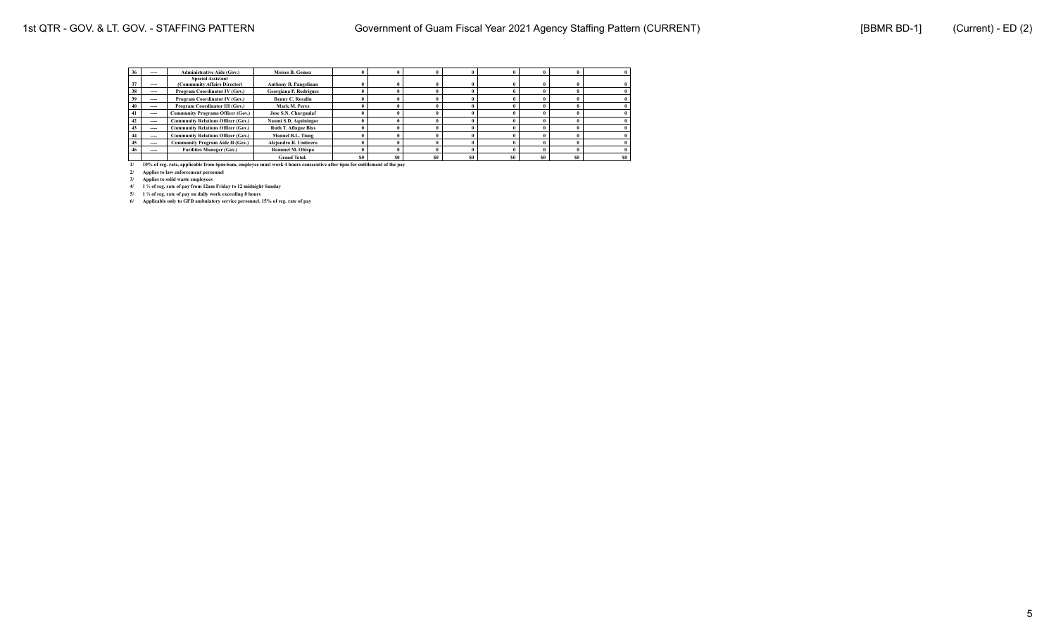| 36 | ---- | Administrative Aide (Gov.) | Moises B. Gomez | 0 | 0 | 0 | 0 | 0 | 0 | 0 | 0 |
|---|---|---|---|---|---|---|---|---|---|---|---|
| 37 | ---- | Special Assistant (Community Affairs Director) | Anthony B. Pangelinan | 0 | 0 | 0 | 0 | 0 | 0 | 0 | 0 |
| 38 | ---- | Program Coordinator IV (Gov.) | Georgiana P. Rodrigues | 0 | 0 | 0 | 0 | 0 | 0 | 0 | 0 |
| 39 | ---- | Program Coordinator IV (Gov.) | Benny C. Rosalin | 0 | 0 | 0 | 0 | 0 | 0 | 0 | 0 |
| 40 | ---- | Program Coordinator III (Gov.) | Mark M. Perez | 0 | 0 | 0 | 0 | 0 | 0 | 0 | 0 |
| 41 | ---- | Community Programs Officer (Gov.) | Jose S.N. Chargualaf | 0 | 0 | 0 | 0 | 0 | 0 | 0 | 0 |
| 42 | ---- | Community Relations Officer (Gov.) | Naomi S.D. Aquiningoc | 0 | 0 | 0 | 0 | 0 | 0 | 0 | 0 |
| 43 | ---- | Community Relations Officer (Gov.) | Ruth T. Aflague Blas | 0 | 0 | 0 | 0 | 0 | 0 | 0 | 0 |
| 44 | ---- | Community Relations Officer (Gov.) | Manuel B.L. Tiong | 0 | 0 | 0 | 0 | 0 | 0 | 0 | 0 |
| 45 | ---- | Community Program Aide II (Gov.) | Alejandro R. Umbrero | 0 | 0 | 0 | 0 | 0 | 0 | 0 | 0 |
| 46 | ---- | Facilities Manager (Gov.) | Rommel M. Obispo | 0 | 0 | 0 | 0 | 0 | 0 | 0 | 0 |
| | | | Grand Total: | $0 | $0 | $0 | $0 | $0 | $0 | $0 | $0 |

1/ 10% of reg. rate, applicable from 6pm-6am, employee must work 4 hours consecutive after 6pm for entitlement of the pay

2/ Applies to law enforcement personnel

3/ Applies to solid waste employees

4/ 1 ½ of reg. rate of pay from 12am Friday to 12 midnight Sunday

5/ 1 ½ of reg. rate of pay on daily work exceeding 8 hours

6/ Applicable only to GFD ambulatory service personnel. 15% of reg. rate of pay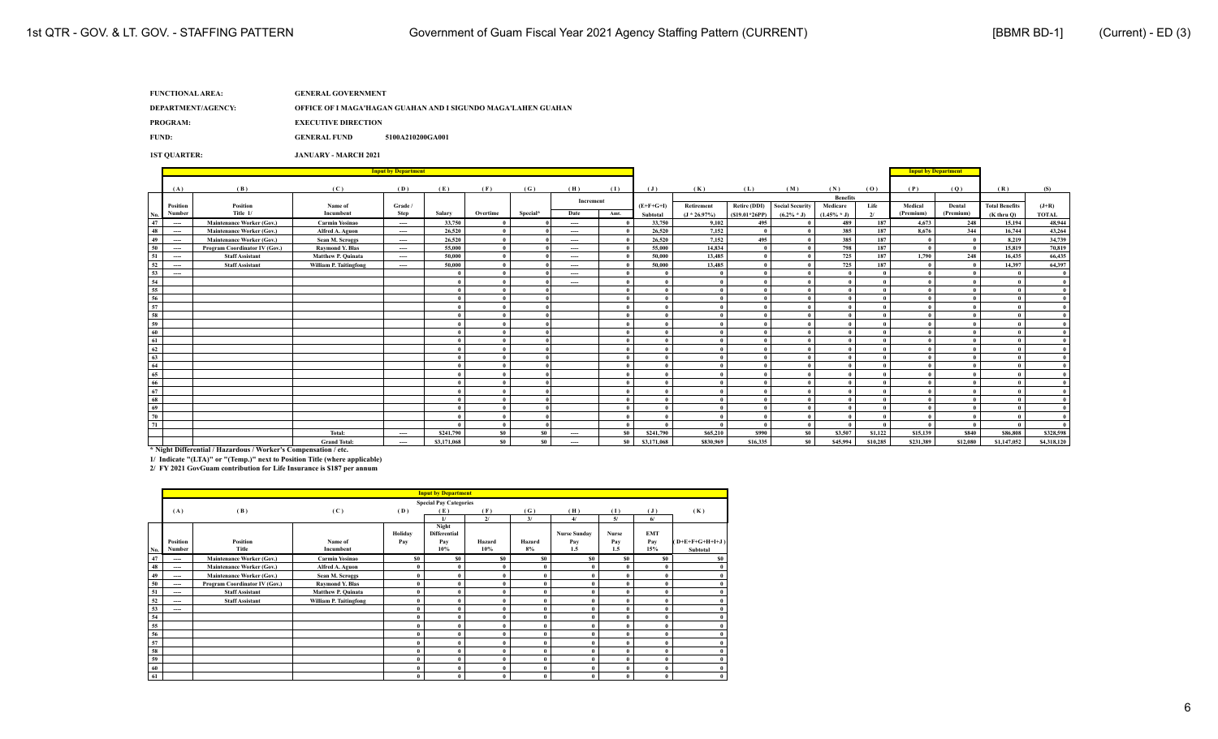FUNCTIONAL AREA: GENERAL GOVERNMENT

DEPARTMENT/AGENCY: OFFICE OF I MAGA'HAGAN GUAHAN AND I SIGUNDO MAGA'LAHEN GUAHAN

PROGRAM: EXECUTIVE DIRECTION

FUND: GENERAL FUND 5100A210200GA001

1ST QUARTER: JANUARY - MARCH 2021

| | Input by Department | | | | | | | | | | | | | | | | Input by Department | | | |
|---|---|---|---|---|---|---|---|---|---|---|---|---|---|---|---|---|---|---|---|---|
| | (A) | (B) | (C) | (D) | (E) | (F) | (G) | (H) | (I) | (J) | (K) | (L) | (M) | (N) | (O) | (P) | (Q) | (R) | (S) |
| No. | Position Number | Position Title 1/ | Name of Incumbent | Grade / Step | Salary | Overtime | Special* | Increment Date | Increment Amt. | (E+F+G+I) Subtotal | Retirement (J * 26.97%) | Retire (DDI) ($19.01*26PP) | Social Security (6.2% * J) | Benefits Medicare (1.45% * J) | Life 2/ | Medical (Premium) | Dental (Premium) | Total Benefits (K thru Q) | (J+R) TOTAL |
| 47 | ---- | Maintenance Worker (Gov.) | Carmin Yosinao | ---- | 33,750 | 0 | 0 | ---- | 0 | 33,750 | 9,102 | 495 | 0 | 489 | 187 | 4,673 | 248 | 15,194 | 48,944 |
| 48 | ---- | Maintenance Worker (Gov.) | Alfred A. Aguon | ---- | 26,520 | 0 | 0 | ---- | 0 | 26,520 | 7,152 | 0 | 0 | 385 | 187 | 8,676 | 344 | 16,744 | 43,264 |
| 49 | ---- | Maintenance Worker (Gov.) | Sean M. Scroggs | ---- | 26,520 | 0 | 0 | ---- | 0 | 26,520 | 7,152 | 495 | 0 | 385 | 187 | 0 | 0 | 8,219 | 34,739 |
| 50 | ---- | Program Coordinator IV (Gov.) | Raymond Y. Blas | ---- | 55,000 | 0 | 0 | ---- | 0 | 55,000 | 14,834 | 0 | 0 | 798 | 187 | 0 | 0 | 15,819 | 70,819 |
| 51 | ---- | Staff Assistant | Matthew P. Quinata | ---- | 50,000 | 0 | 0 | ---- | 0 | 50,000 | 13,485 | 0 | 0 | 725 | 187 | 1,790 | 248 | 16,435 | 66,435 |
| 52 | ---- | Staff Assistant | William P. Taitingfong | ---- | 50,000 | 0 | 0 | ---- | 0 | 50,000 | 13,485 | 0 | 0 | 725 | 187 | 0 | 0 | 14,397 | 64,397 |
| 53 | ---- | | | | 0 | 0 | 0 | ---- | 0 | 0 | 0 | 0 | 0 | 0 | 0 | 0 | 0 | 0 | 0 |
| 54 | | | | | 0 | 0 | 0 | ---- | 0 | 0 | 0 | 0 | 0 | 0 | 0 | 0 | 0 | 0 | 0 |
| 55 | | | | | 0 | 0 | 0 | | 0 | 0 | 0 | 0 | 0 | 0 | 0 | 0 | 0 | 0 | 0 |
| 56 | | | | | 0 | 0 | 0 | | 0 | 0 | 0 | 0 | 0 | 0 | 0 | 0 | 0 | 0 | 0 |
| 57 | | | | | 0 | 0 | 0 | | 0 | 0 | 0 | 0 | 0 | 0 | 0 | 0 | 0 | 0 | 0 |
| 58 | | | | | 0 | 0 | 0 | | 0 | 0 | 0 | 0 | 0 | 0 | 0 | 0 | 0 | 0 | 0 |
| 59 | | | | | 0 | 0 | 0 | | 0 | 0 | 0 | 0 | 0 | 0 | 0 | 0 | 0 | 0 | 0 |
| 60 | | | | | 0 | 0 | 0 | | 0 | 0 | 0 | 0 | 0 | 0 | 0 | 0 | 0 | 0 | 0 |
| 61 | | | | | 0 | 0 | 0 | | 0 | 0 | 0 | 0 | 0 | 0 | 0 | 0 | 0 | 0 | 0 |
| 62 | | | | | 0 | 0 | 0 | | 0 | 0 | 0 | 0 | 0 | 0 | 0 | 0 | 0 | 0 | 0 |
| 63 | | | | | 0 | 0 | 0 | | 0 | 0 | 0 | 0 | 0 | 0 | 0 | 0 | 0 | 0 | 0 |
| 64 | | | | | 0 | 0 | 0 | | 0 | 0 | 0 | 0 | 0 | 0 | 0 | 0 | 0 | 0 | 0 |
| 65 | | | | | 0 | 0 | 0 | | 0 | 0 | 0 | 0 | 0 | 0 | 0 | 0 | 0 | 0 | 0 |
| 66 | | | | | 0 | 0 | 0 | | 0 | 0 | 0 | 0 | 0 | 0 | 0 | 0 | 0 | 0 | 0 |
| 67 | | | | | 0 | 0 | 0 | | 0 | 0 | 0 | 0 | 0 | 0 | 0 | 0 | 0 | 0 | 0 |
| 68 | | | | | 0 | 0 | 0 | | 0 | 0 | 0 | 0 | 0 | 0 | 0 | 0 | 0 | 0 | 0 |
| 69 | | | | | 0 | 0 | 0 | | 0 | 0 | 0 | 0 | 0 | 0 | 0 | 0 | 0 | 0 | 0 |
| 70 | | | | | 0 | 0 | 0 | | 0 | 0 | 0 | 0 | 0 | 0 | 0 | 0 | 0 | 0 | 0 |
| 71 | | | | | 0 | 0 | 0 | | 0 | 0 | 0 | 0 | 0 | 0 | 0 | 0 | 0 | 0 | 0 |
| | | | Total: | ---- | $241,790 | $0 | $0 | ---- | $0 | $241,790 | $65,210 | $990 | $0 | $3,507 | $1,122 | $15,139 | $840 | $86,808 | $328,598 |
| | | | Grand Total: | ---- | $3,171,068 | $0 | $0 | ---- | $0 | $3,171,068 | $830,969 | $16,335 | $0 | $45,994 | $10,285 | $231,389 | $12,080 | $1,147,052 | $4,318,120 |

\* Night Differential / Hazardous / Worker's Compensation / etc.

1/ Indicate "(LTA)" or "(Temp.)" next to Position Title (where applicable)

2/ FY 2021 GovGuam contribution for Life Insurance is $187 per annum

| | Input by Department | | | | | | | | | | |
|---|---|---|---|---|---|---|---|---|---|---|---|
| | | | | | Special Pay Categories | | | | | | |
| | (A) | (B) | (C) | (D) | (E) 1/ | (F) 2/ | (G) 3/ | (H) 4/ | (I) 5/ | (J) 6/ | (K) |
| No. | Position Number | Position Title | Name of Incumbent | Holiday Pay | Night Differential Pay 10% | Hazard 10% | Hazard 8% | Nurse Sunday Pay 1.5 | Nurse Pay 1.5 | EMT Pay 15% | (D+E+F+G+H+I+J) Subtotal |
| 47 | ---- | Maintenance Worker (Gov.) | Carmin Yosinao | $0 | $0 | $0 | $0 | $0 | $0 | $0 | $0 |
| 48 | ---- | Maintenance Worker (Gov.) | Alfred A. Aguon | 0 | 0 | 0 | 0 | 0 | 0 | 0 | 0 |
| 49 | ---- | Maintenance Worker (Gov.) | Sean M. Scroggs | 0 | 0 | 0 | 0 | 0 | 0 | 0 | 0 |
| 50 | ---- | Program Coordinator IV (Gov.) | Raymond Y. Blas | 0 | 0 | 0 | 0 | 0 | 0 | 0 | 0 |
| 51 | ---- | Staff Assistant | Matthew P. Quinata | 0 | 0 | 0 | 0 | 0 | 0 | 0 | 0 |
| 52 | ---- | Staff Assistant | William P. Taitingfong | 0 | 0 | 0 | 0 | 0 | 0 | 0 | 0 |
| 53 | ---- | | | 0 | 0 | 0 | 0 | 0 | 0 | 0 | 0 |
| 54 | | | | 0 | 0 | 0 | 0 | 0 | 0 | 0 | 0 |
| 55 | | | | 0 | 0 | 0 | 0 | 0 | 0 | 0 | 0 |
| 56 | | | | 0 | 0 | 0 | 0 | 0 | 0 | 0 | 0 |
| 57 | | | | 0 | 0 | 0 | 0 | 0 | 0 | 0 | 0 |
| 58 | | | | 0 | 0 | 0 | 0 | 0 | 0 | 0 | 0 |
| 59 | | | | 0 | 0 | 0 | 0 | 0 | 0 | 0 | 0 |
| 60 | | | | 0 | 0 | 0 | 0 | 0 | 0 | 0 | 0 |
| 61 | | | | 0 | 0 | 0 | 0 | 0 | 0 | 0 | 0 |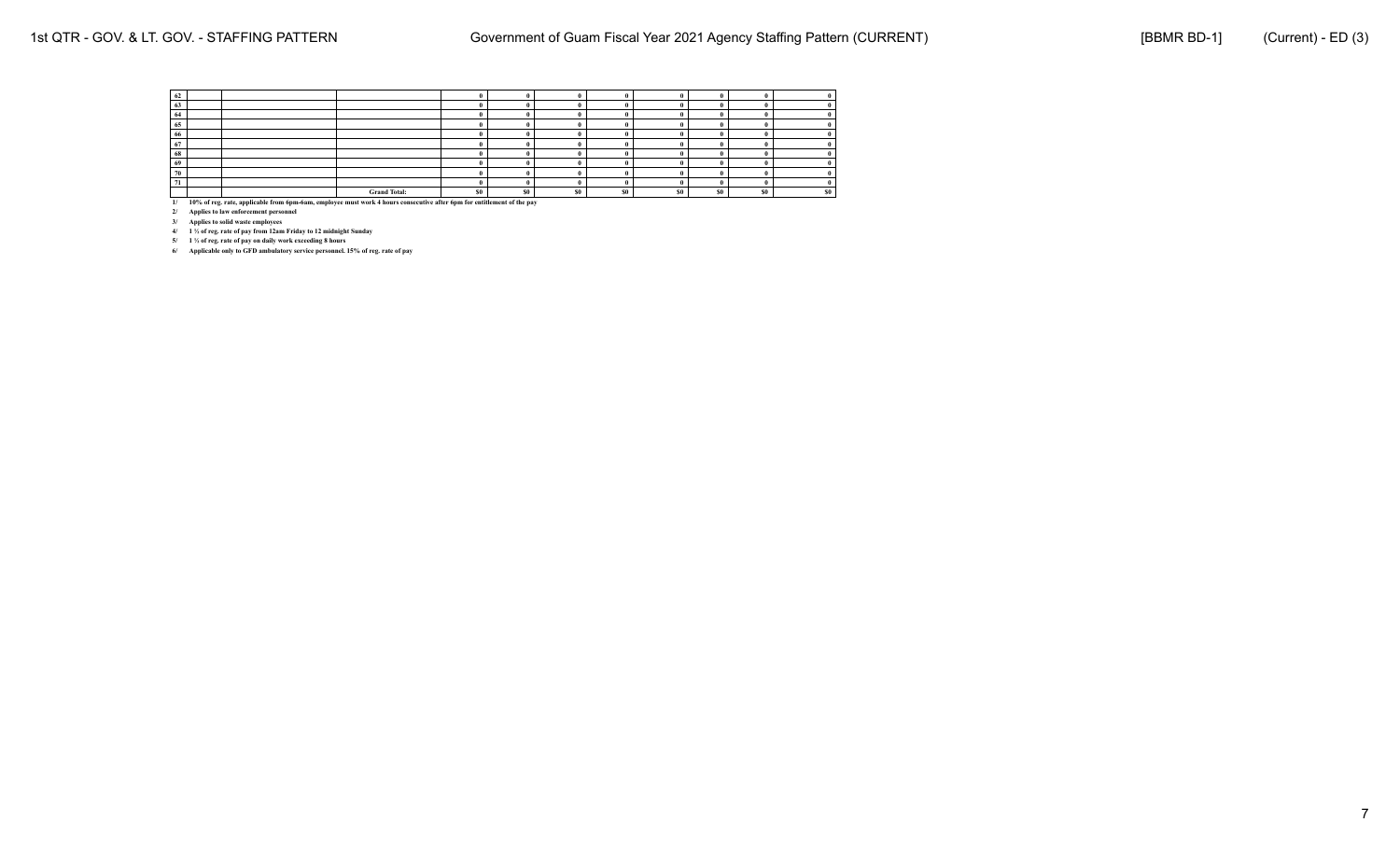| | | | | | | | | | | | |
|---|---|---|---|---|---|---|---|---|---|---|---|
| 62 | | | | 0 | 0 | 0 | 0 | 0 | 0 | 0 | 0 |
| 63 | | | | 0 | 0 | 0 | 0 | 0 | 0 | 0 | 0 |
| 64 | | | | 0 | 0 | 0 | 0 | 0 | 0 | 0 | 0 |
| 65 | | | | 0 | 0 | 0 | 0 | 0 | 0 | 0 | 0 |
| 66 | | | | 0 | 0 | 0 | 0 | 0 | 0 | 0 | 0 |
| 67 | | | | 0 | 0 | 0 | 0 | 0 | 0 | 0 | 0 |
| 68 | | | | 0 | 0 | 0 | 0 | 0 | 0 | 0 | 0 |
| 69 | | | | 0 | 0 | 0 | 0 | 0 | 0 | 0 | 0 |
| 70 | | | | 0 | 0 | 0 | 0 | 0 | 0 | 0 | 0 |
| 71 | | | | 0 | 0 | 0 | 0 | 0 | 0 | 0 | 0 |
| | | | **Grand Total:** | **$0** | **$0** | **$0** | **$0** | **$0** | **$0** | **$0** | **$0** |

1/ 10% of reg. rate, applicable from 6pm-6am, employee must work 4 hours consecutive after 6pm for entitlement of the pay

2/ Applies to law enforcement personnel

3/ Applies to solid waste employees

4/ 1 ½ of reg. rate of pay from 12am Friday to 12 midnight Sunday

5/ 1 ½ of reg. rate of pay on daily work exceeding 8 hours

6/ Applicable only to GFD ambulatory service personnel. 15% of reg. rate of pay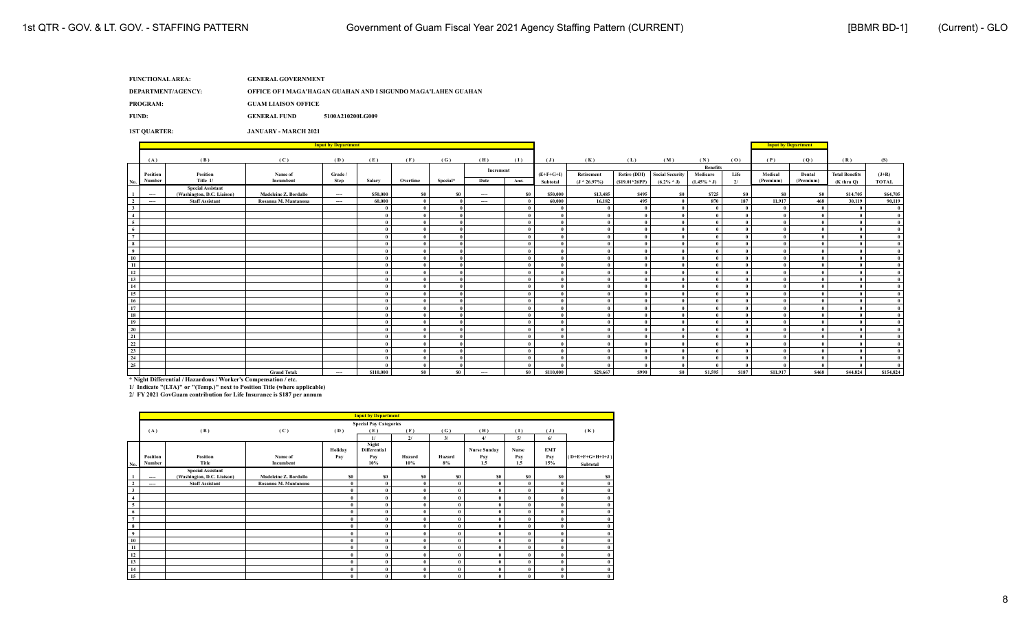FUNCTIONAL AREA: GENERAL GOVERNMENT

DEPARTMENT/AGENCY: OFFICE OF I MAGA'HAGAN GUAHAN AND I SIGUNDO MAGA'LAHEN GUAHAN

PROGRAM: GUAM LIAISON OFFICE

FUND: GENERAL FUND 5100A210200LG009

1ST QUARTER: JANUARY - MARCH 2021

| | Input by Department | | | | | | | | | | | | | | | | Input by Department | | | |
|---|---|---|---|---|---|---|---|---|---|---|---|---|---|---|---|---|---|---|---|---|
| | (A) | (B) | (C) | (D) | (E) | (F) | (G) | (H) | (I) | (J) | (K) | (L) | (M) | (N) | (O) | (P) | (Q) | (R) | (S) |
| | | | | | | | | Increment | | | | | | Benefits | | | | | |
| No. | Position Number | Position Title 1/ | Name of Incumbent | Grade / Step | Salary | Overtime | Special* | Date | Amt. | (E+F+G+I) Subtotal | Retirement (J * 26.97%) | Retire (DDI) ($19.01*26PP) | Social Security (6.2% * J) | Medicare (1.45% * J) | Life 2/ | Medical (Premium) | Dental (Premium) | Total Benefits (K thru Q) | (J+R) TOTAL |
| 1 | ---- | Special Assistant (Washington, D.C. Liaison) | Madeleine Z. Bordallo | ---- | $50,000 | $0 | $0 | ---- | $0 | $50,000 | $13,485 | $495 | $0 | $725 | $0 | $0 | $0 | $14,705 | $64,705 |
| 2 | ---- | Staff Assistant | Rosanna M. Mantanona | ---- | 60,000 | 0 | 0 | ---- | 0 | 60,000 | 16,182 | 495 | 0 | 870 | 187 | 11,917 | 468 | 30,119 | 90,119 |
| 3 | | | | | 0 | 0 | 0 | | 0 | 0 | 0 | 0 | 0 | 0 | 0 | 0 | 0 | 0 | 0 |
| 4 | | | | | 0 | 0 | 0 | | 0 | 0 | 0 | 0 | 0 | 0 | 0 | 0 | 0 | 0 | 0 |
| 5 | | | | | 0 | 0 | 0 | | 0 | 0 | 0 | 0 | 0 | 0 | 0 | 0 | 0 | 0 | 0 |
| 6 | | | | | 0 | 0 | 0 | | 0 | 0 | 0 | 0 | 0 | 0 | 0 | 0 | 0 | 0 | 0 |
| 7 | | | | | 0 | 0 | 0 | | 0 | 0 | 0 | 0 | 0 | 0 | 0 | 0 | 0 | 0 | 0 |
| 8 | | | | | 0 | 0 | 0 | | 0 | 0 | 0 | 0 | 0 | 0 | 0 | 0 | 0 | 0 | 0 |
| 9 | | | | | 0 | 0 | 0 | | 0 | 0 | 0 | 0 | 0 | 0 | 0 | 0 | 0 | 0 | 0 |
| 10 | | | | | 0 | 0 | 0 | | 0 | 0 | 0 | 0 | 0 | 0 | 0 | 0 | 0 | 0 | 0 |
| 11 | | | | | 0 | 0 | 0 | | 0 | 0 | 0 | 0 | 0 | 0 | 0 | 0 | 0 | 0 | 0 |
| 12 | | | | | 0 | 0 | 0 | | 0 | 0 | 0 | 0 | 0 | 0 | 0 | 0 | 0 | 0 | 0 |
| 13 | | | | | 0 | 0 | 0 | | 0 | 0 | 0 | 0 | 0 | 0 | 0 | 0 | 0 | 0 | 0 |
| 14 | | | | | 0 | 0 | 0 | | 0 | 0 | 0 | 0 | 0 | 0 | 0 | 0 | 0 | 0 | 0 |
| 15 | | | | | 0 | 0 | 0 | | 0 | 0 | 0 | 0 | 0 | 0 | 0 | 0 | 0 | 0 | 0 |
| 16 | | | | | 0 | 0 | 0 | | 0 | 0 | 0 | 0 | 0 | 0 | 0 | 0 | 0 | 0 | 0 |
| 17 | | | | | 0 | 0 | 0 | | 0 | 0 | 0 | 0 | 0 | 0 | 0 | 0 | 0 | 0 | 0 |
| 18 | | | | | 0 | 0 | 0 | | 0 | 0 | 0 | 0 | 0 | 0 | 0 | 0 | 0 | 0 | 0 |
| 19 | | | | | 0 | 0 | 0 | | 0 | 0 | 0 | 0 | 0 | 0 | 0 | 0 | 0 | 0 | 0 |
| 20 | | | | | 0 | 0 | 0 | | 0 | 0 | 0 | 0 | 0 | 0 | 0 | 0 | 0 | 0 | 0 |
| 21 | | | | | 0 | 0 | 0 | | 0 | 0 | 0 | 0 | 0 | 0 | 0 | 0 | 0 | 0 | 0 |
| 22 | | | | | 0 | 0 | 0 | | 0 | 0 | 0 | 0 | 0 | 0 | 0 | 0 | 0 | 0 | 0 |
| 23 | | | | | 0 | 0 | 0 | | 0 | 0 | 0 | 0 | 0 | 0 | 0 | 0 | 0 | 0 | 0 |
| 24 | | | | | 0 | 0 | 0 | | 0 | 0 | 0 | 0 | 0 | 0 | 0 | 0 | 0 | 0 | 0 |
| 25 | | | | | 0 | 0 | 0 | | 0 | 0 | 0 | 0 | 0 | 0 | 0 | 0 | 0 | 0 | 0 |
| | | | Grand Total: | ---- | $110,000 | $0 | $0 | ---- | $0 | $110,000 | $29,667 | $990 | $0 | $1,595 | $187 | $11,917 | $468 | $44,824 | $154,824 |

\* Night Differential / Hazardous / Worker's Compensation / etc.

1/ Indicate "(LTA)" or "(Temp.)" next to Position Title (where applicable)

2/ FY 2021 GovGuam contribution for Life Insurance is $187 per annum

| | | | | Input by Department | | | | | | | |
|---|---|---|---|---|---|---|---|---|---|---|---|
| | | | | Special Pay Categories | | | | | | | |
| | (A) | (B) | (C) | (D) | (E) | (F) | (G) | (H) | (I) | (J) | (K) |
| | | | | | 1/ | 2/ | 3/ | 4/ | 5/ | 6/ | |
| No. | Position Number | Position Title | Name of Incumbent | Holiday Pay | Night Differential Pay 10% | Hazard 10% | Hazard 8% | Nurse Sunday Pay 1.5 | Nurse Pay 1.5 | EMT Pay 15% | (D+E+F+G+H+I+J) Subtotal |
| 1 | ---- | Special Assistant (Washington, D.C. Liaison) | Madeleine Z. Bordallo | $0 | $0 | $0 | $0 | $0 | $0 | $0 | $0 |
| 2 | ---- | Staff Assistant | Rosanna M. Mantanona | 0 | 0 | 0 | 0 | 0 | 0 | 0 | 0 |
| 3 | | | | 0 | 0 | 0 | 0 | 0 | 0 | 0 | 0 |
| 4 | | | | 0 | 0 | 0 | 0 | 0 | 0 | 0 | 0 |
| 5 | | | | 0 | 0 | 0 | 0 | 0 | 0 | 0 | 0 |
| 6 | | | | 0 | 0 | 0 | 0 | 0 | 0 | 0 | 0 |
| 7 | | | | 0 | 0 | 0 | 0 | 0 | 0 | 0 | 0 |
| 8 | | | | 0 | 0 | 0 | 0 | 0 | 0 | 0 | 0 |
| 9 | | | | 0 | 0 | 0 | 0 | 0 | 0 | 0 | 0 |
| 10 | | | | 0 | 0 | 0 | 0 | 0 | 0 | 0 | 0 |
| 11 | | | | 0 | 0 | 0 | 0 | 0 | 0 | 0 | 0 |
| 12 | | | | 0 | 0 | 0 | 0 | 0 | 0 | 0 | 0 |
| 13 | | | | 0 | 0 | 0 | 0 | 0 | 0 | 0 | 0 |
| 14 | | | | 0 | 0 | 0 | 0 | 0 | 0 | 0 | 0 |
| 15 | | | | 0 | 0 | 0 | 0 | 0 | 0 | 0 | 0 |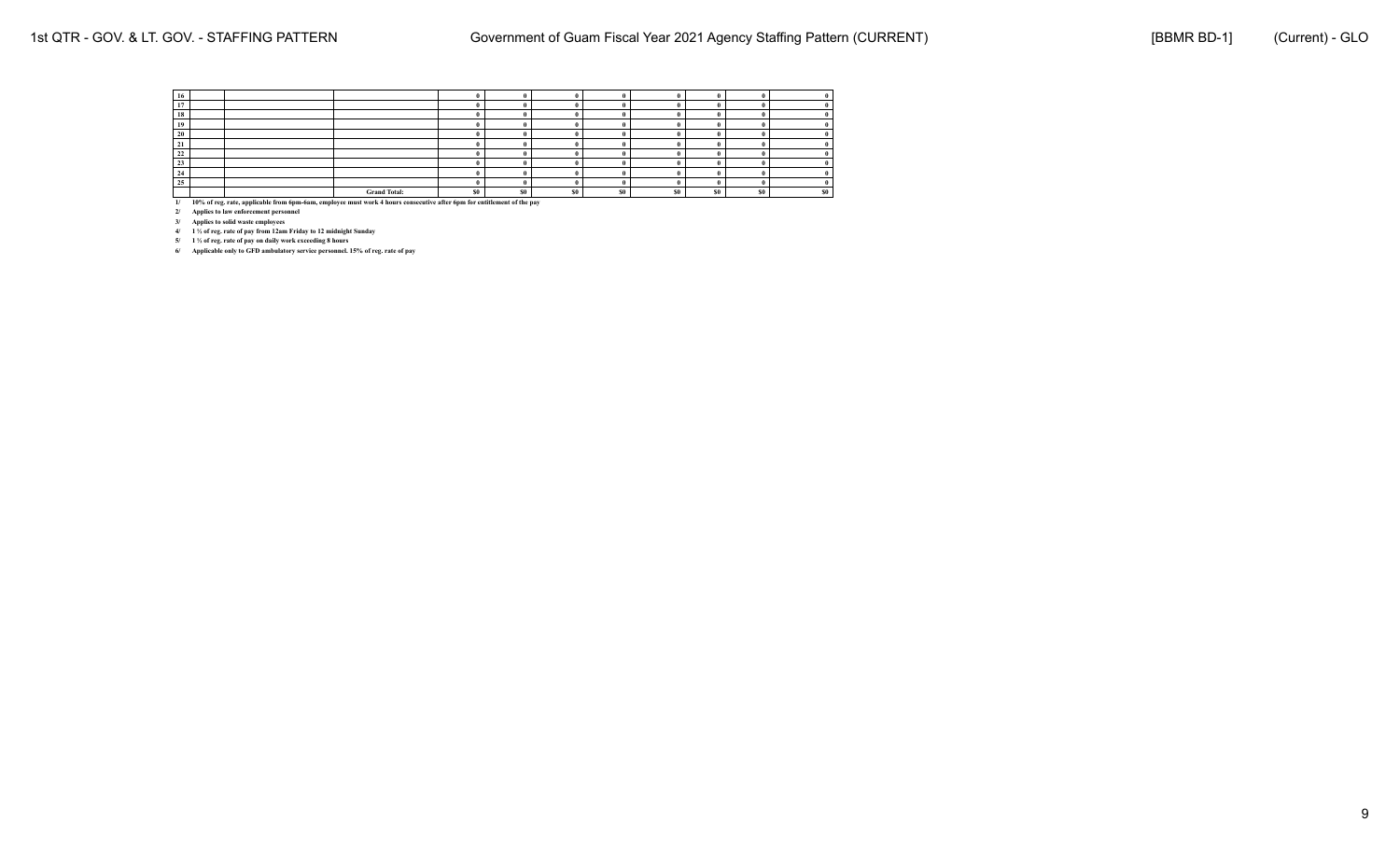| | | | | | | | | | | | |
|---|---|---|---|---|---|---|---|---|---|---|---|
| 16 | | | | 0 | 0 | 0 | 0 | 0 | 0 | 0 | 0 |
| 17 | | | | 0 | 0 | 0 | 0 | 0 | 0 | 0 | 0 |
| 18 | | | | 0 | 0 | 0 | 0 | 0 | 0 | 0 | 0 |
| 19 | | | | 0 | 0 | 0 | 0 | 0 | 0 | 0 | 0 |
| 20 | | | | 0 | 0 | 0 | 0 | 0 | 0 | 0 | 0 |
| 21 | | | | 0 | 0 | 0 | 0 | 0 | 0 | 0 | 0 |
| 22 | | | | 0 | 0 | 0 | 0 | 0 | 0 | 0 | 0 |
| 23 | | | | 0 | 0 | 0 | 0 | 0 | 0 | 0 | 0 |
| 24 | | | | 0 | 0 | 0 | 0 | 0 | 0 | 0 | 0 |
| 25 | | | | 0 | 0 | 0 | 0 | 0 | 0 | 0 | 0 |
| | | | Grand Total: | $0 | $0 | $0 | $0 | $0 | $0 | $0 | $0 |

1/ 10% of reg. rate, applicable from 6pm-6am, employee must work 4 hours consecutive after 6pm for entitlement of the pay

2/ Applies to law enforcement personnel

3/ Applies to solid waste employees

4/ 1 ½ of reg. rate of pay from 12am Friday to 12 midnight Sunday

5/ 1 ½ of reg. rate of pay on daily work exceeding 8 hours

6/ Applicable only to GFD ambulatory service personnel. 15% of reg. rate of pay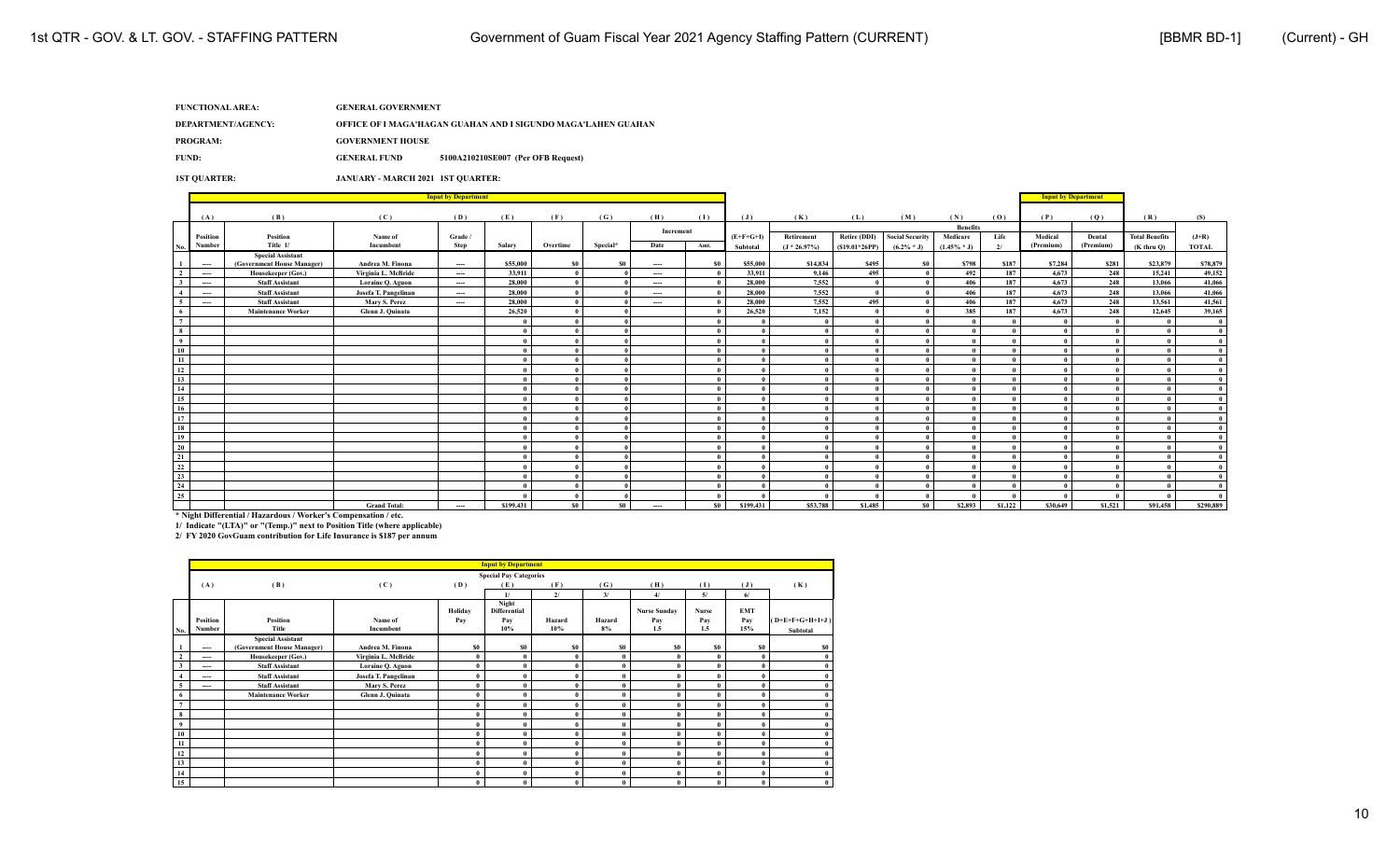FUNCTIONAL AREA: GENERAL GOVERNMENT

DEPARTMENT/AGENCY: OFFICE OF I MAGA'HAGAN GUAHAN AND I SIGUNDO MAGA'LAHEN GUAHAN

PROGRAM: GOVERNMENT HOUSE

FUND: GENERAL FUND 5100A210210SE007 (Per OFB Request)

1ST QUARTER: JANUARY - MARCH 2021 1ST QUARTER:

| | Input by Department | | | | | | | | | | | | | | | Input by Department | | | |
|---|---|---|---|---|---|---|---|---|---|---|---|---|---|---|---|---|---|---|---|
| | (A) | (B) | (C) | (D) | (E) | (F) | (G) | (H) | (I) | (J) | (K) | (L) | (M) | (N) | (O) | (P) | (Q) | (R) | (S) |
| | | | | | | | | Increment | | | | | | Benefits | | | | | |
| No. | Position Number | Position Title 1/ | Name of Incumbent | Grade / Step | Salary | Overtime | Special* | Date | Amt. | (E+F+G+I) Subtotal | Retirement (J * 26.97%) | Retire (DDI) ($19.01*26PP) | Social Security (6.2% * J) | Medicare (1.45% * J) | Life 2/ | Medical (Premium) | Dental (Premium) | Total Benefits (K thru Q) | (J+R) TOTAL |
| 1 | ---- | Special Assistant (Government House Manager) | Andrea M. Finona | ---- | $55,000 | $0 | $0 | ---- | $0 | $55,000 | $14,834 | $495 | $0 | $798 | $187 | $7,284 | $281 | $23,879 | $78,879 |
| 2 | ---- | Housekeeper (Gov.) | Virginia L. McBride | ---- | 33,911 | 0 | 0 | ---- | 0 | 33,911 | 9,146 | 495 | 0 | 492 | 187 | 4,673 | 248 | 15,241 | 49,152 |
| 3 | ---- | Staff Assistant | Loraine Q. Aguon | ---- | 28,000 | 0 | 0 | ---- | 0 | 28,000 | 7,552 | 0 | 0 | 406 | 187 | 4,673 | 248 | 13,066 | 41,066 |
| 4 | ---- | Staff Assistant | Josefa T. Pangelinan | ---- | 28,000 | 0 | 0 | ---- | 0 | 28,000 | 7,552 | 0 | 0 | 406 | 187 | 4,673 | 248 | 13,066 | 41,066 |
| 5 | ---- | Staff Assistant | Mary S. Perez | ---- | 28,000 | 0 | 0 | ---- | 0 | 28,000 | 7,552 | 495 | 0 | 406 | 187 | 4,673 | 248 | 13,561 | 41,561 |
| 6 | | Maintenance Worker | Glenn J. Quinata | | 26,520 | 0 | 0 | | 0 | 26,520 | 7,152 | 0 | 0 | 385 | 187 | 4,673 | 248 | 12,645 | 39,165 |
| 7 | | | | | 0 | 0 | 0 | | 0 | 0 | 0 | 0 | 0 | 0 | 0 | 0 | 0 | 0 | 0 |
| 8 | | | | | 0 | 0 | 0 | | 0 | 0 | 0 | 0 | 0 | 0 | 0 | 0 | 0 | 0 | 0 |
| 9 | | | | | 0 | 0 | 0 | | 0 | 0 | 0 | 0 | 0 | 0 | 0 | 0 | 0 | 0 | 0 |
| 10 | | | | | 0 | 0 | 0 | | 0 | 0 | 0 | 0 | 0 | 0 | 0 | 0 | 0 | 0 | 0 |
| 11 | | | | | 0 | 0 | 0 | | 0 | 0 | 0 | 0 | 0 | 0 | 0 | 0 | 0 | 0 | 0 |
| 12 | | | | | 0 | 0 | 0 | | 0 | 0 | 0 | 0 | 0 | 0 | 0 | 0 | 0 | 0 | 0 |
| 13 | | | | | 0 | 0 | 0 | | 0 | 0 | 0 | 0 | 0 | 0 | 0 | 0 | 0 | 0 | 0 |
| 14 | | | | | 0 | 0 | 0 | | 0 | 0 | 0 | 0 | 0 | 0 | 0 | 0 | 0 | 0 | 0 |
| 15 | | | | | 0 | 0 | 0 | | 0 | 0 | 0 | 0 | 0 | 0 | 0 | 0 | 0 | 0 | 0 |
| 16 | | | | | 0 | 0 | 0 | | 0 | 0 | 0 | 0 | 0 | 0 | 0 | 0 | 0 | 0 | 0 |
| 17 | | | | | 0 | 0 | 0 | | 0 | 0 | 0 | 0 | 0 | 0 | 0 | 0 | 0 | 0 | 0 |
| 18 | | | | | 0 | 0 | 0 | | 0 | 0 | 0 | 0 | 0 | 0 | 0 | 0 | 0 | 0 | 0 |
| 19 | | | | | 0 | 0 | 0 | | 0 | 0 | 0 | 0 | 0 | 0 | 0 | 0 | 0 | 0 | 0 |
| 20 | | | | | 0 | 0 | 0 | | 0 | 0 | 0 | 0 | 0 | 0 | 0 | 0 | 0 | 0 | 0 |
| 21 | | | | | 0 | 0 | 0 | | 0 | 0 | 0 | 0 | 0 | 0 | 0 | 0 | 0 | 0 | 0 |
| 22 | | | | | 0 | 0 | 0 | | 0 | 0 | 0 | 0 | 0 | 0 | 0 | 0 | 0 | 0 | 0 |
| 23 | | | | | 0 | 0 | 0 | | 0 | 0 | 0 | 0 | 0 | 0 | 0 | 0 | 0 | 0 | 0 |
| 24 | | | | | 0 | 0 | 0 | | 0 | 0 | 0 | 0 | 0 | 0 | 0 | 0 | 0 | 0 | 0 |
| 25 | | | | | 0 | 0 | 0 | | 0 | 0 | 0 | 0 | 0 | 0 | 0 | 0 | 0 | 0 | 0 |
| | | | Grand Total: | ---- | $199,431 | $0 | $0 | ---- | $0 | $199,431 | $53,788 | $1,485 | $0 | $2,893 | $1,122 | $30,649 | $1,521 | $91,458 | $290,889 |

\* Night Differential / Hazardous / Worker's Compensation / etc.

1/ Indicate "(LTA)" or "(Temp.)" next to Position Title (where applicable)

2/ FY 2020 GovGuam contribution for Life Insurance is $187 per annum

| | | | | Input by Department | | | | | | | |
|---|---|---|---|---|---|---|---|---|---|---|---|
| | | | | Special Pay Categories | | | | | | | |
| | (A) | (B) | (C) | (D) | (E) | (F) | (G) | (H) | (I) | (J) | (K) |
| | | | | 1/ | 2/ | 3/ | 4/ | 5/ | 6/ | | |
| No. | Position Number | Position Title | Name of Incumbent | Holiday Pay | Night Differential Pay 10% | Hazard 10% | Hazard 8% | Nurse Sunday Pay 1.5 | Nurse Pay 1.5 | EMT Pay 15% | (D+E+F+G+H+I+J) Subtotal |
| 1 | ---- | Special Assistant (Government House Manager) | Andrea M. Finona | $0 | $0 | $0 | $0 | $0 | $0 | $0 | $0 |
| 2 | ---- | Housekeeper (Gov.) | Virginia L. McBride | 0 | 0 | 0 | 0 | 0 | 0 | 0 | 0 |
| 3 | ---- | Staff Assistant | Loraine Q. Aguon | 0 | 0 | 0 | 0 | 0 | 0 | 0 | 0 |
| 4 | ---- | Staff Assistant | Josefa T. Pangelinan | 0 | 0 | 0 | 0 | 0 | 0 | 0 | 0 |
| 5 | ---- | Staff Assistant | Mary S. Perez | 0 | 0 | 0 | 0 | 0 | 0 | 0 | 0 |
| 6 | | Maintenance Worker | Glenn J. Quinata | 0 | 0 | 0 | 0 | 0 | 0 | 0 | 0 |
| 7 | | | | 0 | 0 | 0 | 0 | 0 | 0 | 0 | 0 |
| 8 | | | | 0 | 0 | 0 | 0 | 0 | 0 | 0 | 0 |
| 9 | | | | 0 | 0 | 0 | 0 | 0 | 0 | 0 | 0 |
| 10 | | | | 0 | 0 | 0 | 0 | 0 | 0 | 0 | 0 |
| 11 | | | | 0 | 0 | 0 | 0 | 0 | 0 | 0 | 0 |
| 12 | | | | 0 | 0 | 0 | 0 | 0 | 0 | 0 | 0 |
| 13 | | | | 0 | 0 | 0 | 0 | 0 | 0 | 0 | 0 |
| 14 | | | | 0 | 0 | 0 | 0 | 0 | 0 | 0 | 0 |
| 15 | | | | 0 | 0 | 0 | 0 | 0 | 0 | 0 | 0 |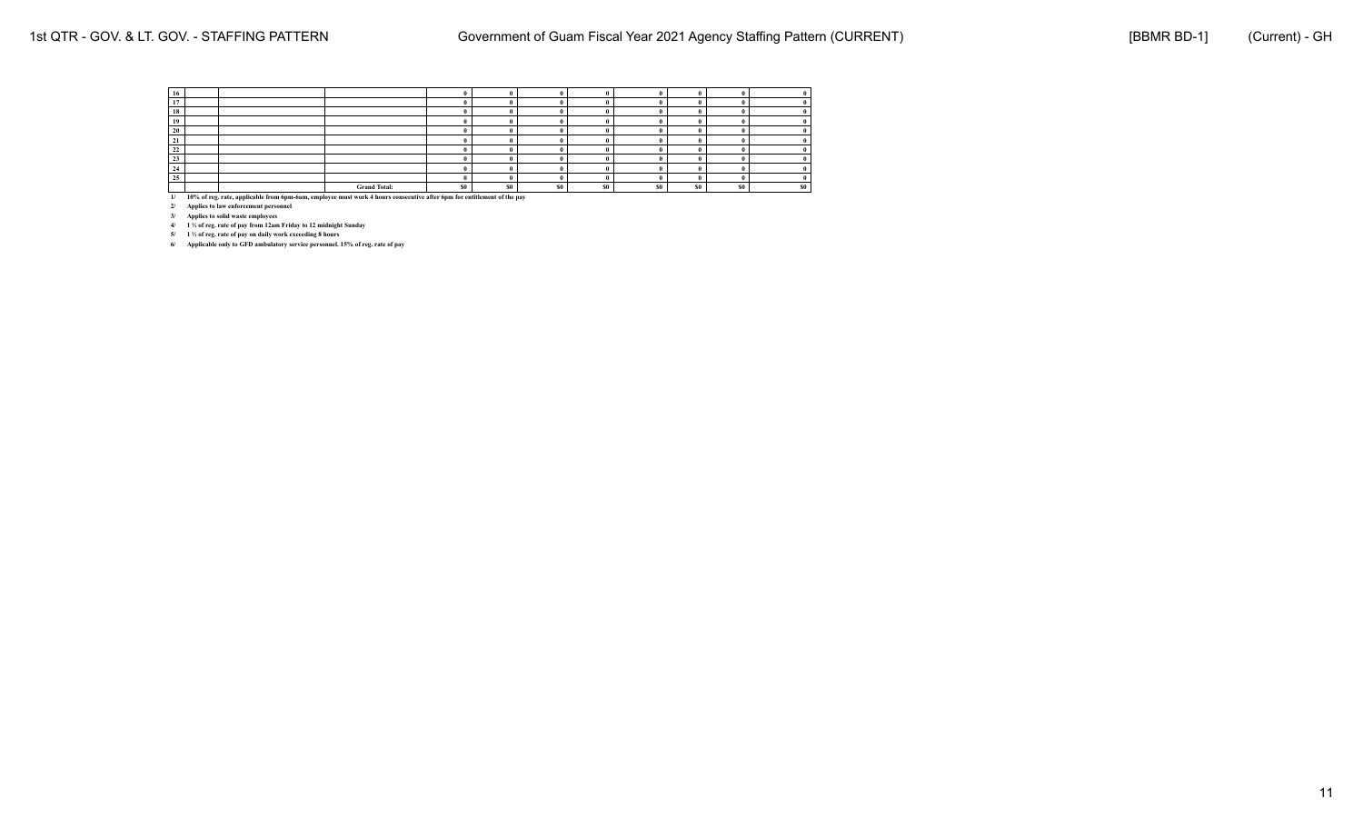| | | | | | | | | | | | |
|---|---|---|---|---|---|---|---|---|---|---|---|
| 16 | | | | 0 | 0 | 0 | 0 | 0 | 0 | 0 | 0 |
| 17 | | | | 0 | 0 | 0 | 0 | 0 | 0 | 0 | 0 |
| 18 | | | | 0 | 0 | 0 | 0 | 0 | 0 | 0 | 0 |
| 19 | | | | 0 | 0 | 0 | 0 | 0 | 0 | 0 | 0 |
| 20 | | | | 0 | 0 | 0 | 0 | 0 | 0 | 0 | 0 |
| 21 | | | | 0 | 0 | 0 | 0 | 0 | 0 | 0 | 0 |
| 22 | | | | 0 | 0 | 0 | 0 | 0 | 0 | 0 | 0 |
| 23 | | | | 0 | 0 | 0 | 0 | 0 | 0 | 0 | 0 |
| 24 | | | | 0 | 0 | 0 | 0 | 0 | 0 | 0 | 0 |
| 25 | | | | 0 | 0 | 0 | 0 | 0 | 0 | 0 | 0 |
| | | | Grand Total: | $0 | $0 | $0 | $0 | $0 | $0 | $0 | $0 |

1/ 10% of reg. rate, applicable from 6pm-6am, employee must work 4 hours consecutive after 6pm for entitlement of the pay

2/ Applies to law enforcement personnel

3/ Applies to solid waste employees

4/ 1 ½ of reg. rate of pay from 12am Friday to 12 midnight Sunday

5/ 1 ½ of reg. rate of pay on daily work exceeding 8 hours

6/ Applicable only to GFD ambulatory service personnel. 15% of reg. rate of pay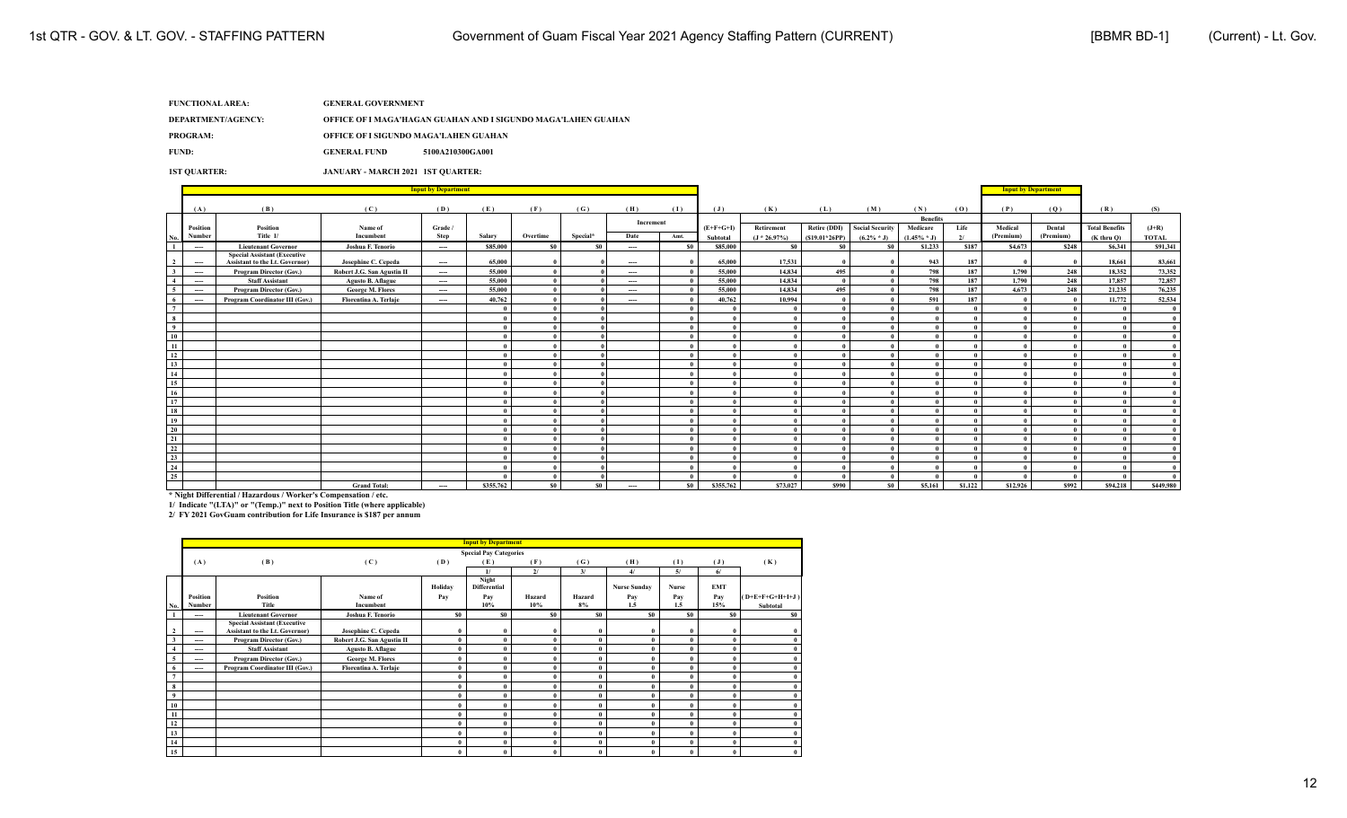1st QTR - GOV. & LT. GOV. - STAFFING PATTERN — Government of Guam Fiscal Year 2021 Agency Staffing Pattern (CURRENT) — [BBMR BD-1] (Current) - Lt. Gov.

**FUNCTIONAL AREA:** GENERAL GOVERNMENT

**DEPARTMENT/AGENCY:** OFFICE OF I MAGA'HAGAN GUAHAN AND I SIGUNDO MAGA'LAHEN GUAHAN

**PROGRAM:** OFFICE OF I SIGUNDO MAGA'LAHEN GUAHAN

**FUND:** GENERAL FUND 5100A210300GA001

**1ST QUARTER:** JANUARY - MARCH 2021 1ST QUARTER:

| | Input by Department | | | | | | | | | | | | | | | | Input by Department | | | |
|---|---|---|---|---|---|---|---|---|---|---|---|---|---|---|---|---|---|---|---|---|
| | (A) | (B) | (C) | (D) | (E) | (F) | (G) | (H) | (I) | (J) | (K) | (L) | (M) | (N) | (O) | (P) | (Q) | (R) | (S) |
| | | | | | | | | Increment | | | | | | Benefits | | | | | |
| No. | Position Number | Position Title 1/ | Name of Incumbent | Grade / Step | Salary | Overtime | Special* | Date | Amt. | (E+F+G+I) Subtotal | Retirement (J * 26.97%) | Retire (DDI) ($19.01*26PP) | Social Security (6.2% * J) | Medicare (1.45% * J) | Life 2/ | Medical (Premium) | Dental (Premium) | Total Benefits (K thru Q) | (J+R) TOTAL |
| 1 | ---- | Lieutenant Governor | Joshua F. Tenorio | ---- | $85,000 | $0 | $0 | ---- | $0 | $85,000 | $0 | $0 | $0 | $1,233 | $187 | $4,673 | $248 | $6,341 | $91,341 |
| 2 | ---- | Special Assistant (Executive Assistant to the Lt. Governor) | Josephine C. Cepeda | ---- | 65,000 | 0 | 0 | ---- | 0 | 65,000 | 17,531 | 0 | 0 | 943 | 187 | 0 | 0 | 18,661 | 83,661 |
| 3 | ---- | Program Director (Gov.) | Robert J.G. San Agustin II | ---- | 55,000 | 0 | 0 | ---- | 0 | 55,000 | 14,834 | 495 | 0 | 798 | 187 | 1,790 | 248 | 18,352 | 73,352 |
| 4 | ---- | Staff Assistant | Agusto B. Aflague | ---- | 55,000 | 0 | 0 | ---- | 0 | 55,000 | 14,834 | 0 | 0 | 798 | 187 | 1,790 | 248 | 17,857 | 72,857 |
| 5 | ---- | Program Director (Gov.) | George M. Flores | ---- | 55,000 | 0 | 0 | ---- | 0 | 55,000 | 14,834 | 495 | 0 | 798 | 187 | 4,673 | 248 | 21,235 | 76,235 |
| 6 | ---- | Program Coordinator III (Gov.) | Florentina A. Terlaje | ---- | 40,762 | 0 | 0 | ---- | 0 | 40,762 | 10,994 | 0 | 0 | 591 | 187 | 0 | 0 | 11,772 | 52,534 |
| 7 | | | | | 0 | 0 | 0 | | 0 | 0 | 0 | 0 | 0 | 0 | 0 | 0 | 0 | 0 | 0 |
| 8 | | | | | 0 | 0 | 0 | | 0 | 0 | 0 | 0 | 0 | 0 | 0 | 0 | 0 | 0 | 0 |
| 9 | | | | | 0 | 0 | 0 | | 0 | 0 | 0 | 0 | 0 | 0 | 0 | 0 | 0 | 0 | 0 |
| 10 | | | | | 0 | 0 | 0 | | 0 | 0 | 0 | 0 | 0 | 0 | 0 | 0 | 0 | 0 | 0 |
| 11 | | | | | 0 | 0 | 0 | | 0 | 0 | 0 | 0 | 0 | 0 | 0 | 0 | 0 | 0 | 0 |
| 12 | | | | | 0 | 0 | 0 | | 0 | 0 | 0 | 0 | 0 | 0 | 0 | 0 | 0 | 0 | 0 |
| 13 | | | | | 0 | 0 | 0 | | 0 | 0 | 0 | 0 | 0 | 0 | 0 | 0 | 0 | 0 | 0 |
| 14 | | | | | 0 | 0 | 0 | | 0 | 0 | 0 | 0 | 0 | 0 | 0 | 0 | 0 | 0 | 0 |
| 15 | | | | | 0 | 0 | 0 | | 0 | 0 | 0 | 0 | 0 | 0 | 0 | 0 | 0 | 0 | 0 |
| 16 | | | | | 0 | 0 | 0 | | 0 | 0 | 0 | 0 | 0 | 0 | 0 | 0 | 0 | 0 | 0 |
| 17 | | | | | 0 | 0 | 0 | | 0 | 0 | 0 | 0 | 0 | 0 | 0 | 0 | 0 | 0 | 0 |
| 18 | | | | | 0 | 0 | 0 | | 0 | 0 | 0 | 0 | 0 | 0 | 0 | 0 | 0 | 0 | 0 |
| 19 | | | | | 0 | 0 | 0 | | 0 | 0 | 0 | 0 | 0 | 0 | 0 | 0 | 0 | 0 | 0 |
| 20 | | | | | 0 | 0 | 0 | | 0 | 0 | 0 | 0 | 0 | 0 | 0 | 0 | 0 | 0 | 0 |
| 21 | | | | | 0 | 0 | 0 | | 0 | 0 | 0 | 0 | 0 | 0 | 0 | 0 | 0 | 0 | 0 |
| 22 | | | | | 0 | 0 | 0 | | 0 | 0 | 0 | 0 | 0 | 0 | 0 | 0 | 0 | 0 | 0 |
| 23 | | | | | 0 | 0 | 0 | | 0 | 0 | 0 | 0 | 0 | 0 | 0 | 0 | 0 | 0 | 0 |
| 24 | | | | | 0 | 0 | 0 | | 0 | 0 | 0 | 0 | 0 | 0 | 0 | 0 | 0 | 0 | 0 |
| 25 | | | | | 0 | 0 | 0 | | 0 | 0 | 0 | 0 | 0 | 0 | 0 | 0 | 0 | 0 | 0 |
| | | | Grand Total: | ---- | $355,762 | $0 | $0 | ---- | $0 | $355,762 | $73,027 | $990 | $0 | $5,161 | $1,122 | $12,926 | $992 | $94,218 | $449,980 |

\* Night Differential / Hazardous / Worker's Compensation / etc.

1/ Indicate "(LTA)" or "(Temp.)" next to Position Title (where applicable)

2/ FY 2021 GovGuam contribution for Life Insurance is $187 per annum

| | | | | Input by Department | | | | | | | |
|---|---|---|---|---|---|---|---|---|---|---|---|
| | | | | Special Pay Categories | | | | | | | |
| | (A) | (B) | (C) | (D) | (E) | (F) | (G) | (H) | (I) | (J) | (K) |
| | | | | | 1/ | 2/ | 3/ | 4/ | 5/ | 6/ | |
| No. | Position Number | Position Title | Name of Incumbent | Holiday Pay | Night Differential Pay 10% | Hazard 10% | Hazard 8% | Nurse Sunday Pay 1.5 | Nurse Pay 1.5 | EMT Pay 15% | (D+E+F+G+H+I+J) Subtotal |
| 1 | ---- | Lieutenant Governor | Joshua F. Tenorio | $0 | $0 | $0 | $0 | $0 | $0 | $0 | $0 |
| 2 | ---- | Special Assistant (Executive Assistant to the Lt. Governor) | Josephine C. Cepeda | 0 | 0 | 0 | 0 | 0 | 0 | 0 | 0 |
| 3 | ---- | Program Director (Gov.) | Robert J.G. San Agustin II | 0 | 0 | 0 | 0 | 0 | 0 | 0 | 0 |
| 4 | ---- | Staff Assistant | Agusto B. Aflague | 0 | 0 | 0 | 0 | 0 | 0 | 0 | 0 |
| 5 | ---- | Program Director (Gov.) | George M. Flores | 0 | 0 | 0 | 0 | 0 | 0 | 0 | 0 |
| 6 | ---- | Program Coordinator III (Gov.) | Florentina A. Terlaje | 0 | 0 | 0 | 0 | 0 | 0 | 0 | 0 |
| 7 | | | | 0 | 0 | 0 | 0 | 0 | 0 | 0 | 0 |
| 8 | | | | 0 | 0 | 0 | 0 | 0 | 0 | 0 | 0 |
| 9 | | | | 0 | 0 | 0 | 0 | 0 | 0 | 0 | 0 |
| 10 | | | | 0 | 0 | 0 | 0 | 0 | 0 | 0 | 0 |
| 11 | | | | 0 | 0 | 0 | 0 | 0 | 0 | 0 | 0 |
| 12 | | | | 0 | 0 | 0 | 0 | 0 | 0 | 0 | 0 |
| 13 | | | | 0 | 0 | 0 | 0 | 0 | 0 | 0 | 0 |
| 14 | | | | 0 | 0 | 0 | 0 | 0 | 0 | 0 | 0 |
| 15 | | | | 0 | 0 | 0 | 0 | 0 | 0 | 0 | 0 |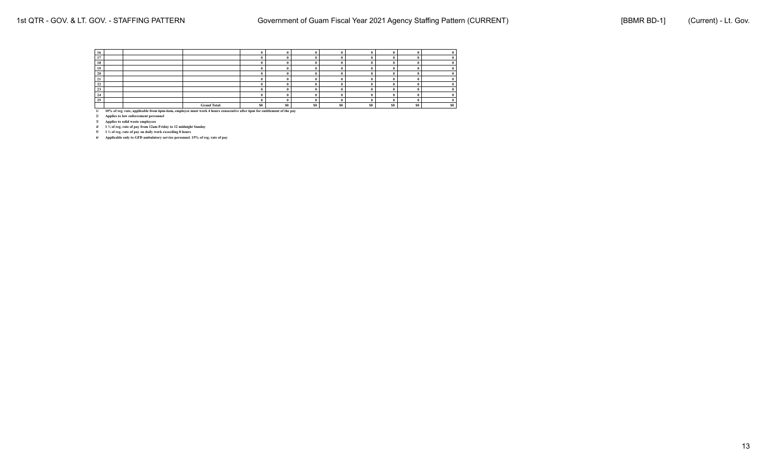| | | | | | | | | | | | |
|---|---|---|---|---|---|---|---|---|---|---|---|
| 16 | | | | 0 | 0 | 0 | 0 | 0 | 0 | 0 | 0 |
| 17 | | | | 0 | 0 | 0 | 0 | 0 | 0 | 0 | 0 |
| 18 | | | | 0 | 0 | 0 | 0 | 0 | 0 | 0 | 0 |
| 19 | | | | 0 | 0 | 0 | 0 | 0 | 0 | 0 | 0 |
| 20 | | | | 0 | 0 | 0 | 0 | 0 | 0 | 0 | 0 |
| 21 | | | | 0 | 0 | 0 | 0 | 0 | 0 | 0 | 0 |
| 22 | | | | 0 | 0 | 0 | 0 | 0 | 0 | 0 | 0 |
| 23 | | | | 0 | 0 | 0 | 0 | 0 | 0 | 0 | 0 |
| 24 | | | | 0 | 0 | 0 | 0 | 0 | 0 | 0 | 0 |
| 25 | | | | 0 | 0 | 0 | 0 | 0 | 0 | 0 | 0 |
| | | | Grand Total: | $0 | $0 | $0 | $0 | $0 | $0 | $0 | $0 |

1/ 10% of reg. rate, applicable from 6pm-6am, employee must work 4 hours consecutive after 6pm for entitlement of the pay

2/ Applies to law enforcement personnel

3/ Applies to solid waste employees

4/ 1 ½ of reg. rate of pay from 12am Friday to 12 midnight Sunday

5/ 1 ½ of reg. rate of pay on daily work exceeding 8 hours

6/ Applicable only to GFD ambulatory service personnel. 15% of reg. rate of pay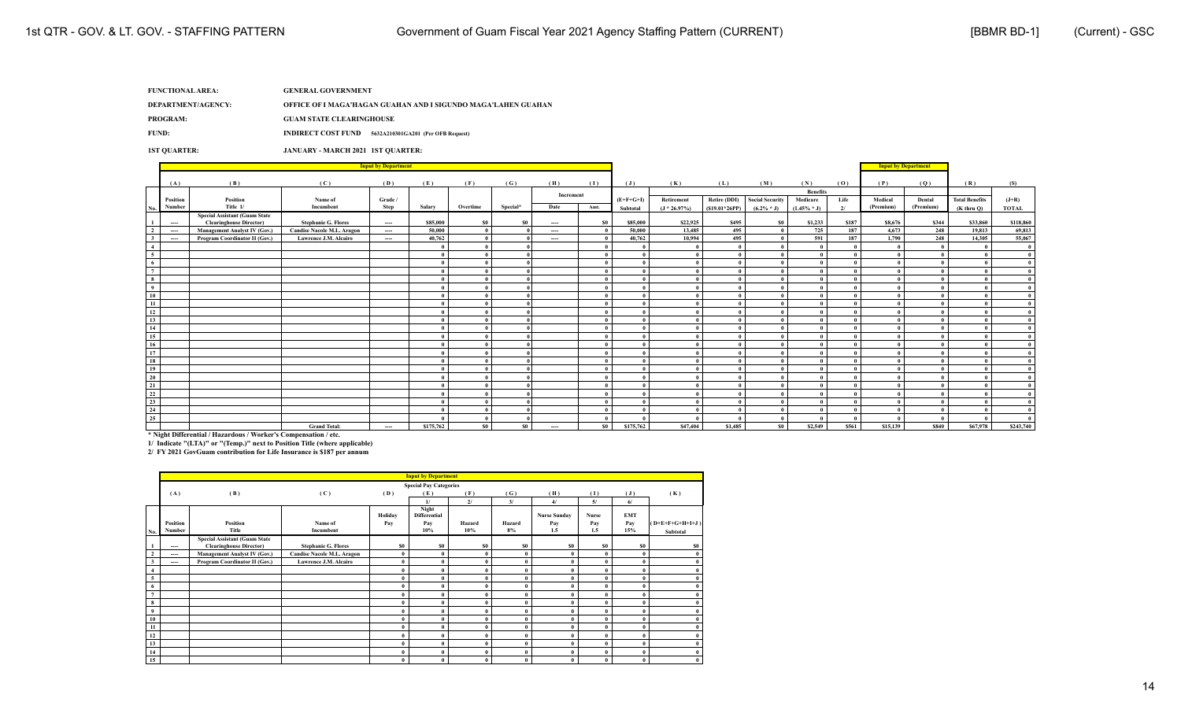FUNCTIONAL AREA: GENERAL GOVERNMENT

DEPARTMENT/AGENCY: OFFICE OF I MAGA'HAGAN GUAHAN AND I SIGUNDO MAGA'LAHEN GUAHAN

PROGRAM: GUAM STATE CLEARINGHOUSE

FUND: INDIRECT COST FUND 5632A210301GA201 (Per OFB Request)

1ST QUARTER: JANUARY - MARCH 2021 1ST QUARTER:

| | Input by Department | | | | | | | | | | | | | | | | Input by Department | | | |
|---|---|---|---|---|---|---|---|---|---|---|---|---|---|---|---|---|---|---|---|---|
| | (A) | (B) | (C) | (D) | (E) | (F) | (G) | (H) | (I) | (J) | (K) | (L) | (M) | (N) | (O) | (P) | (Q) | (R) | (S) |
| | | | | | | | | Increment | | | | | | Benefits | | | | | |
| No. | Position Number | Position Title 1/ | Name of Incumbent | Grade / Step | Salary | Overtime | Special* | Date | Amt. | (E+F+G+I) Subtotal | Retirement (J * 26.97%) | Retire (DDI) ($19.01*26PP) | Social Security (6.2% * J) | Medicare (1.45% * J) | Life 2/ | Medical (Premium) | Dental (Premium) | Total Benefits (K thru Q) | (J+R) TOTAL |
| 1 | ---- | Special Assistant (Guam State Clearinghouse Director) | Stephanie G. Flores | ---- | $85,000 | $0 | $0 | ---- | $0 | $85,000 | $22,925 | $495 | $0 | $1,233 | $187 | $8,676 | $344 | $33,860 | $118,860 |
| 2 | ---- | Management Analyst IV (Gov.) | Candise Nacole M.L. Aragon | ---- | 50,000 | 0 | 0 | ---- | 0 | 50,000 | 13,485 | 495 | 0 | 725 | 187 | 4,673 | 248 | 19,813 | 69,813 |
| 3 | ---- | Program Coordinator II (Gov.) | Lawrence J.M. Alcairo | ---- | 40,762 | 0 | 0 | ---- | 0 | 40,762 | 10,994 | 495 | 0 | 591 | 187 | 1,790 | 248 | 14,305 | 55,067 |
| 4 | | | | | 0 | 0 | 0 | | 0 | 0 | 0 | 0 | 0 | 0 | 0 | 0 | 0 | 0 | 0 |
| 5 | | | | | 0 | 0 | 0 | | 0 | 0 | 0 | 0 | 0 | 0 | 0 | 0 | 0 | 0 | 0 |
| 6 | | | | | 0 | 0 | 0 | | 0 | 0 | 0 | 0 | 0 | 0 | 0 | 0 | 0 | 0 | 0 |
| 7 | | | | | 0 | 0 | 0 | | 0 | 0 | 0 | 0 | 0 | 0 | 0 | 0 | 0 | 0 | 0 |
| 8 | | | | | 0 | 0 | 0 | | 0 | 0 | 0 | 0 | 0 | 0 | 0 | 0 | 0 | 0 | 0 |
| 9 | | | | | 0 | 0 | 0 | | 0 | 0 | 0 | 0 | 0 | 0 | 0 | 0 | 0 | 0 | 0 |
| 10 | | | | | 0 | 0 | 0 | | 0 | 0 | 0 | 0 | 0 | 0 | 0 | 0 | 0 | 0 | 0 |
| 11 | | | | | 0 | 0 | 0 | | 0 | 0 | 0 | 0 | 0 | 0 | 0 | 0 | 0 | 0 | 0 |
| 12 | | | | | 0 | 0 | 0 | | 0 | 0 | 0 | 0 | 0 | 0 | 0 | 0 | 0 | 0 | 0 |
| 13 | | | | | 0 | 0 | 0 | | 0 | 0 | 0 | 0 | 0 | 0 | 0 | 0 | 0 | 0 | 0 |
| 14 | | | | | 0 | 0 | 0 | | 0 | 0 | 0 | 0 | 0 | 0 | 0 | 0 | 0 | 0 | 0 |
| 15 | | | | | 0 | 0 | 0 | | 0 | 0 | 0 | 0 | 0 | 0 | 0 | 0 | 0 | 0 | 0 |
| 16 | | | | | 0 | 0 | 0 | | 0 | 0 | 0 | 0 | 0 | 0 | 0 | 0 | 0 | 0 | 0 |
| 17 | | | | | 0 | 0 | 0 | | 0 | 0 | 0 | 0 | 0 | 0 | 0 | 0 | 0 | 0 | 0 |
| 18 | | | | | 0 | 0 | 0 | | 0 | 0 | 0 | 0 | 0 | 0 | 0 | 0 | 0 | 0 | 0 |
| 19 | | | | | 0 | 0 | 0 | | 0 | 0 | 0 | 0 | 0 | 0 | 0 | 0 | 0 | 0 | 0 |
| 20 | | | | | 0 | 0 | 0 | | 0 | 0 | 0 | 0 | 0 | 0 | 0 | 0 | 0 | 0 | 0 |
| 21 | | | | | 0 | 0 | 0 | | 0 | 0 | 0 | 0 | 0 | 0 | 0 | 0 | 0 | 0 | 0 |
| 22 | | | | | 0 | 0 | 0 | | 0 | 0 | 0 | 0 | 0 | 0 | 0 | 0 | 0 | 0 | 0 |
| 23 | | | | | 0 | 0 | 0 | | 0 | 0 | 0 | 0 | 0 | 0 | 0 | 0 | 0 | 0 | 0 |
| 24 | | | | | 0 | 0 | 0 | | 0 | 0 | 0 | 0 | 0 | 0 | 0 | 0 | 0 | 0 | 0 |
| 25 | | | | | 0 | 0 | 0 | | 0 | 0 | 0 | 0 | 0 | 0 | 0 | 0 | 0 | 0 | 0 |
| | | | Grand Total: | ---- | $175,762 | $0 | $0 | ---- | $0 | $175,762 | $47,404 | $1,485 | $0 | $2,549 | $561 | $15,139 | $840 | $67,978 | $243,740 |

\* Night Differential / Hazardous / Worker's Compensation / etc.

1/ Indicate "(LTA)" or "(Temp.)" next to Position Title (where applicable)

2/ FY 2021 GovGuam contribution for Life Insurance is $187 per annum

| | Input by Department | | | | | | | | | | |
|---|---|---|---|---|---|---|---|---|---|---|---|
| | | | | Special Pay Categories | | | | | | | |
| | (A) | (B) | (C) | (D) | (E) | (F) | (G) | (H) | (I) | (J) | (K) |
| | | | | | 1/ | 2/ | 3/ | 4/ | 5/ | 6/ | |
| No. | Position Number | Position Title | Name of Incumbent | Holiday Pay | Night Differential Pay 10% | Hazard 10% | Hazard 8% | Nurse Sunday Pay 1.5 | Nurse Pay 1.5 | EMT Pay 15% | (D+E+F+G+H+I+J) Subtotal |
| 1 | ---- | Special Assistant (Guam State Clearinghouse Director) | Stephanie G. Flores | $0 | $0 | $0 | $0 | $0 | $0 | $0 | $0 |
| 2 | ---- | Management Analyst IV (Gov.) | Candise Nacole M.L. Aragon | 0 | 0 | 0 | 0 | 0 | 0 | 0 | 0 |
| 3 | ---- | Program Coordinator II (Gov.) | Lawrence J.M. Alcairo | 0 | 0 | 0 | 0 | 0 | 0 | 0 | 0 |
| 4 | | | | 0 | 0 | 0 | 0 | 0 | 0 | 0 | 0 |
| 5 | | | | 0 | 0 | 0 | 0 | 0 | 0 | 0 | 0 |
| 6 | | | | 0 | 0 | 0 | 0 | 0 | 0 | 0 | 0 |
| 7 | | | | 0 | 0 | 0 | 0 | 0 | 0 | 0 | 0 |
| 8 | | | | 0 | 0 | 0 | 0 | 0 | 0 | 0 | 0 |
| 9 | | | | 0 | 0 | 0 | 0 | 0 | 0 | 0 | 0 |
| 10 | | | | 0 | 0 | 0 | 0 | 0 | 0 | 0 | 0 |
| 11 | | | | 0 | 0 | 0 | 0 | 0 | 0 | 0 | 0 |
| 12 | | | | 0 | 0 | 0 | 0 | 0 | 0 | 0 | 0 |
| 13 | | | | 0 | 0 | 0 | 0 | 0 | 0 | 0 | 0 |
| 14 | | | | 0 | 0 | 0 | 0 | 0 | 0 | 0 | 0 |
| 15 | | | | 0 | 0 | 0 | 0 | 0 | 0 | 0 | 0 |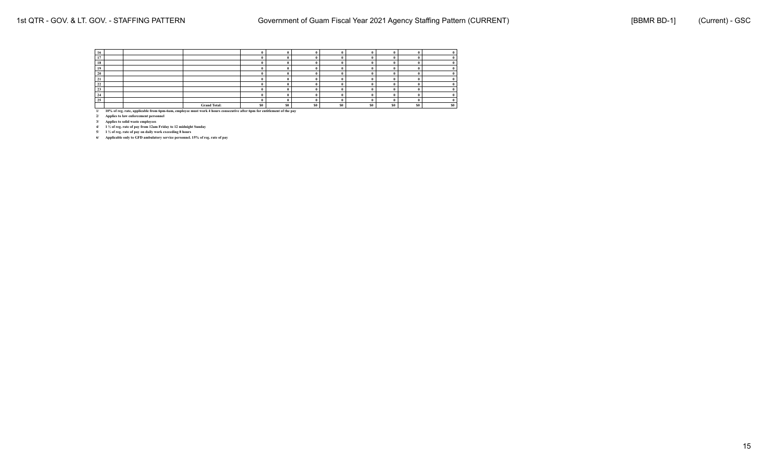| | | | | | | | | | | | |
|---|---|---|---|---|---|---|---|---|---|---|---|
| 16 | | | | 0 | 0 | 0 | 0 | 0 | 0 | 0 | 0 |
| 17 | | | | 0 | 0 | 0 | 0 | 0 | 0 | 0 | 0 |
| 18 | | | | 0 | 0 | 0 | 0 | 0 | 0 | 0 | 0 |
| 19 | | | | 0 | 0 | 0 | 0 | 0 | 0 | 0 | 0 |
| 20 | | | | 0 | 0 | 0 | 0 | 0 | 0 | 0 | 0 |
| 21 | | | | 0 | 0 | 0 | 0 | 0 | 0 | 0 | 0 |
| 22 | | | | 0 | 0 | 0 | 0 | 0 | 0 | 0 | 0 |
| 23 | | | | 0 | 0 | 0 | 0 | 0 | 0 | 0 | 0 |
| 24 | | | | 0 | 0 | 0 | 0 | 0 | 0 | 0 | 0 |
| 25 | | | | 0 | 0 | 0 | 0 | 0 | 0 | 0 | 0 |
| | | | **Grand Total:** | $0 | $0 | $0 | $0 | $0 | $0 | $0 | $0 |

1/ 10% of reg. rate, applicable from 6pm-6am, employee must work 4 hours consecutive after 6pm for entitlement of the pay

2/ Applies to law enforcement personnel

3/ Applies to solid waste employees

4/ 1 ½ of reg. rate of pay from 12am Friday to 12 midnight Sunday

5/ 1 ½ of reg. rate of pay on daily work exceeding 8 hours

6/ Applicable only to GFD ambulatory service personnel. 15% of reg. rate of pay